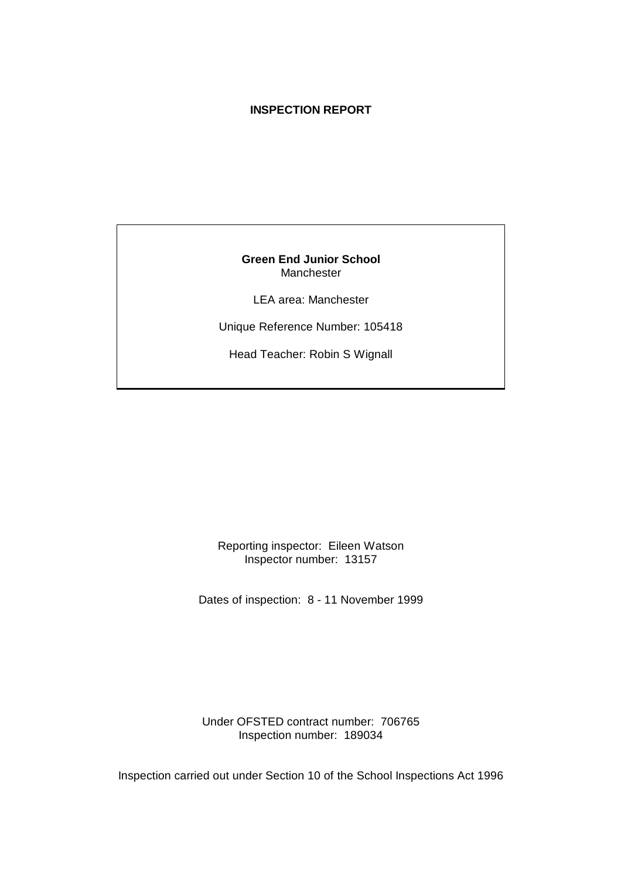# INSPECTION REPORT

**Green End Junior School**
Manchester

LEA area: Manchester

Unique Reference Number: 105418

Head Teacher: Robin S Wignall

Reporting inspector: Eileen Watson
Inspector number: 13157

Dates of inspection: 8 - 11 November 1999

Under OFSTED contract number: 706765
Inspection number: 189034

Inspection carried out under Section 10 of the School Inspections Act 1996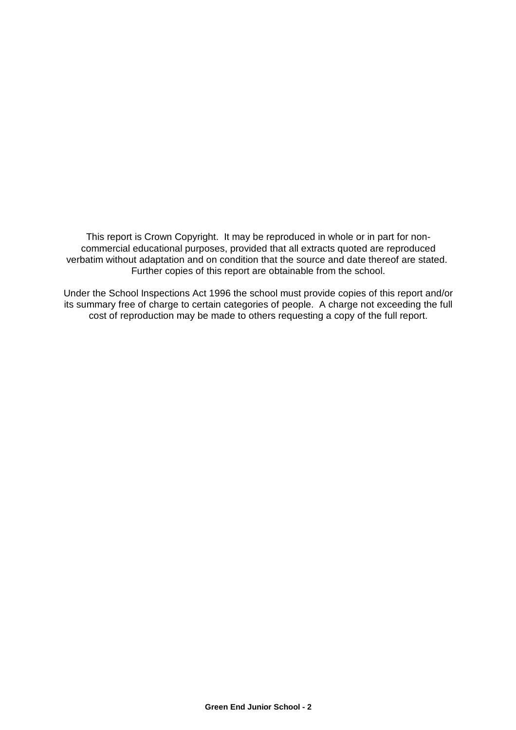This report is Crown Copyright. It may be reproduced in whole or in part for non-commercial educational purposes, provided that all extracts quoted are reproduced verbatim without adaptation and on condition that the source and date thereof are stated. Further copies of this report are obtainable from the school.

Under the School Inspections Act 1996 the school must provide copies of this report and/or its summary free of charge to certain categories of people. A charge not exceeding the full cost of reproduction may be made to others requesting a copy of the full report.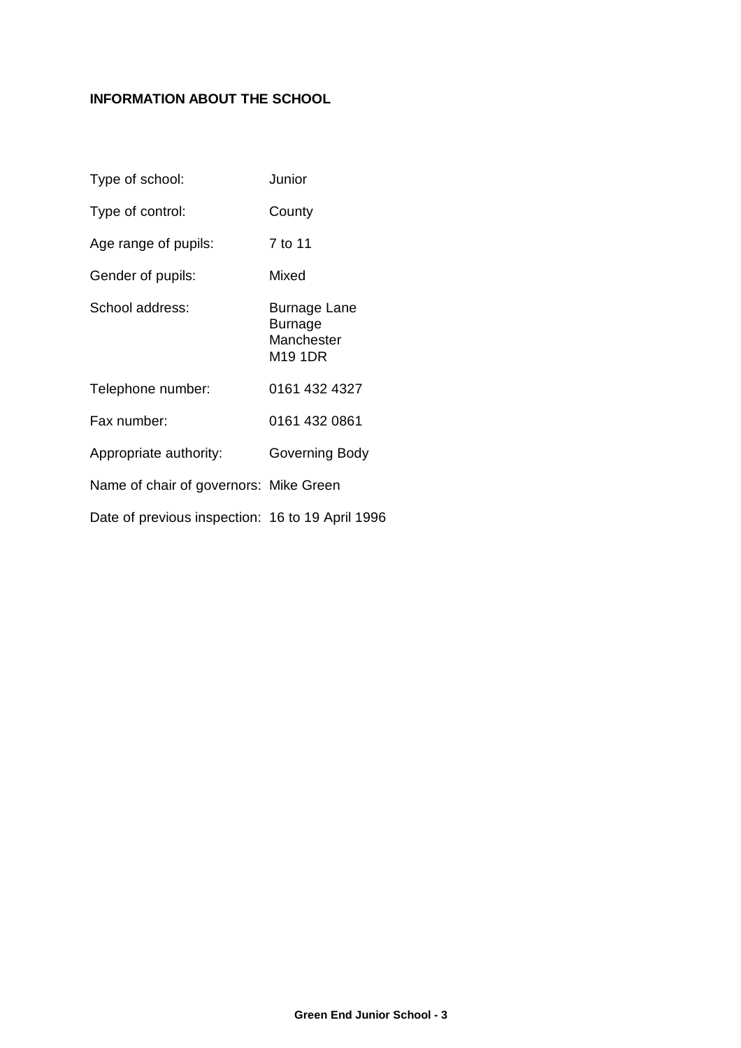**INFORMATION ABOUT THE SCHOOL**

| | |
|---|---|
| Type of school: | Junior |
| Type of control: | County |
| Age range of pupils: | 7 to 11 |
| Gender of pupils: | Mixed |
| School address: | Burnage Lane<br>Burnage<br>Manchester<br>M19 1DR |
| Telephone number: | 0161 432 4327 |
| Fax number: | 0161 432 0861 |
| Appropriate authority: | Governing Body |
| Name of chair of governors: | Mike Green |
| Date of previous inspection: | 16 to 19 April 1996 |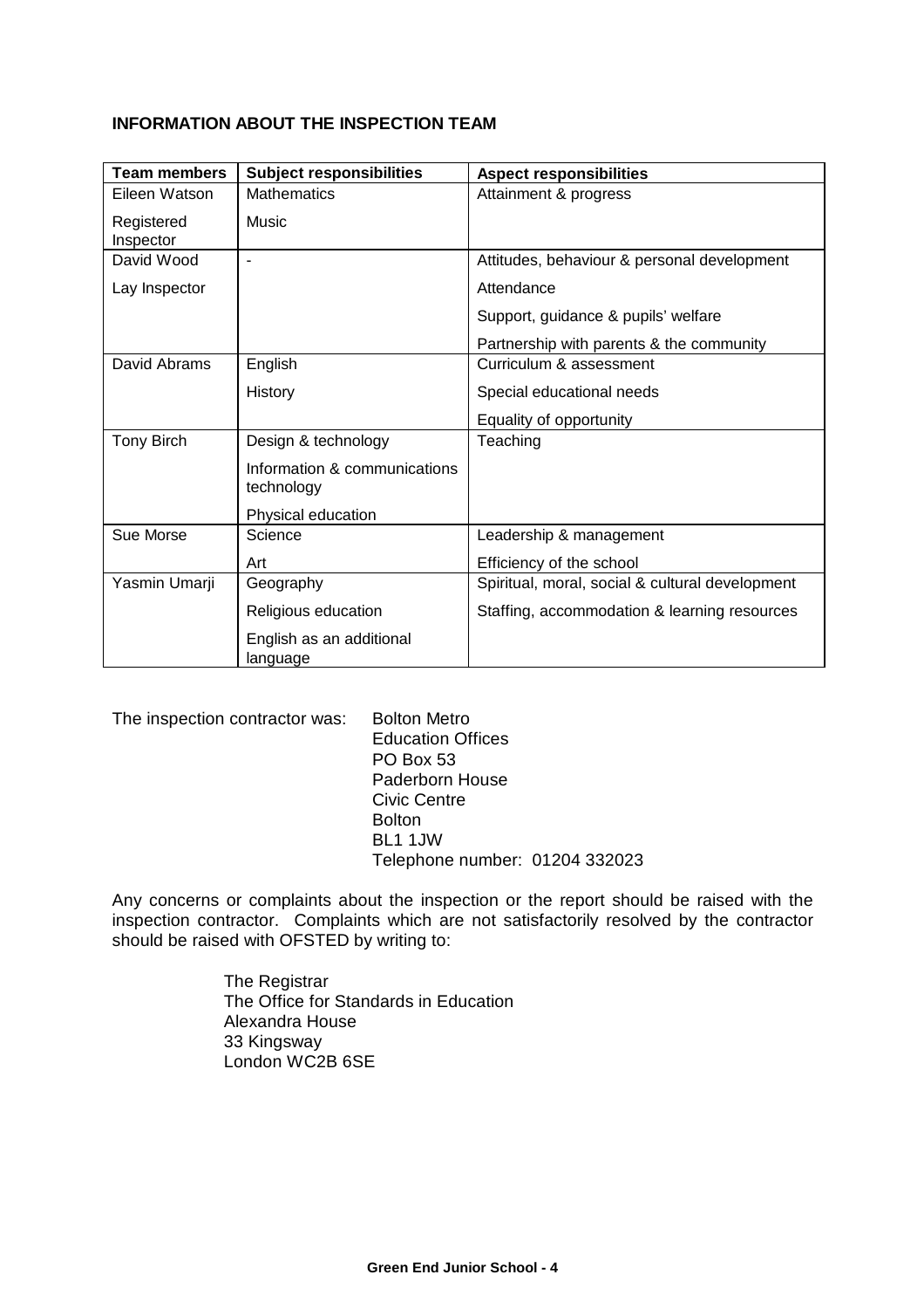## INFORMATION ABOUT THE INSPECTION TEAM

| Team members | Subject responsibilities | Aspect responsibilities |
|---|---|---|
| Eileen Watson<br>Registered Inspector | Mathematics<br>Music | Attainment & progress |
| David Wood<br>Lay Inspector | - | Attitudes, behaviour & personal development<br>Attendance<br>Support, guidance & pupils' welfare<br>Partnership with parents & the community |
| David Abrams | English<br>History | Curriculum & assessment<br>Special educational needs<br>Equality of opportunity |
| Tony Birch | Design & technology<br>Information & communications technology<br>Physical education | Teaching |
| Sue Morse | Science<br>Art | Leadership & management<br>Efficiency of the school |
| Yasmin Umarji | Geography<br>Religious education<br>English as an additional language | Spiritual, moral, social & cultural development<br>Staffing, accommodation & learning resources |

The inspection contractor was:

Bolton Metro
Education Offices
PO Box 53
Paderborn House
Civic Centre
Bolton
BL1 1JW
Telephone number: 01204 332023

Any concerns or complaints about the inspection or the report should be raised with the inspection contractor. Complaints which are not satisfactorily resolved by the contractor should be raised with OFSTED by writing to:

The Registrar
The Office for Standards in Education
Alexandra House
33 Kingsway
London WC2B 6SE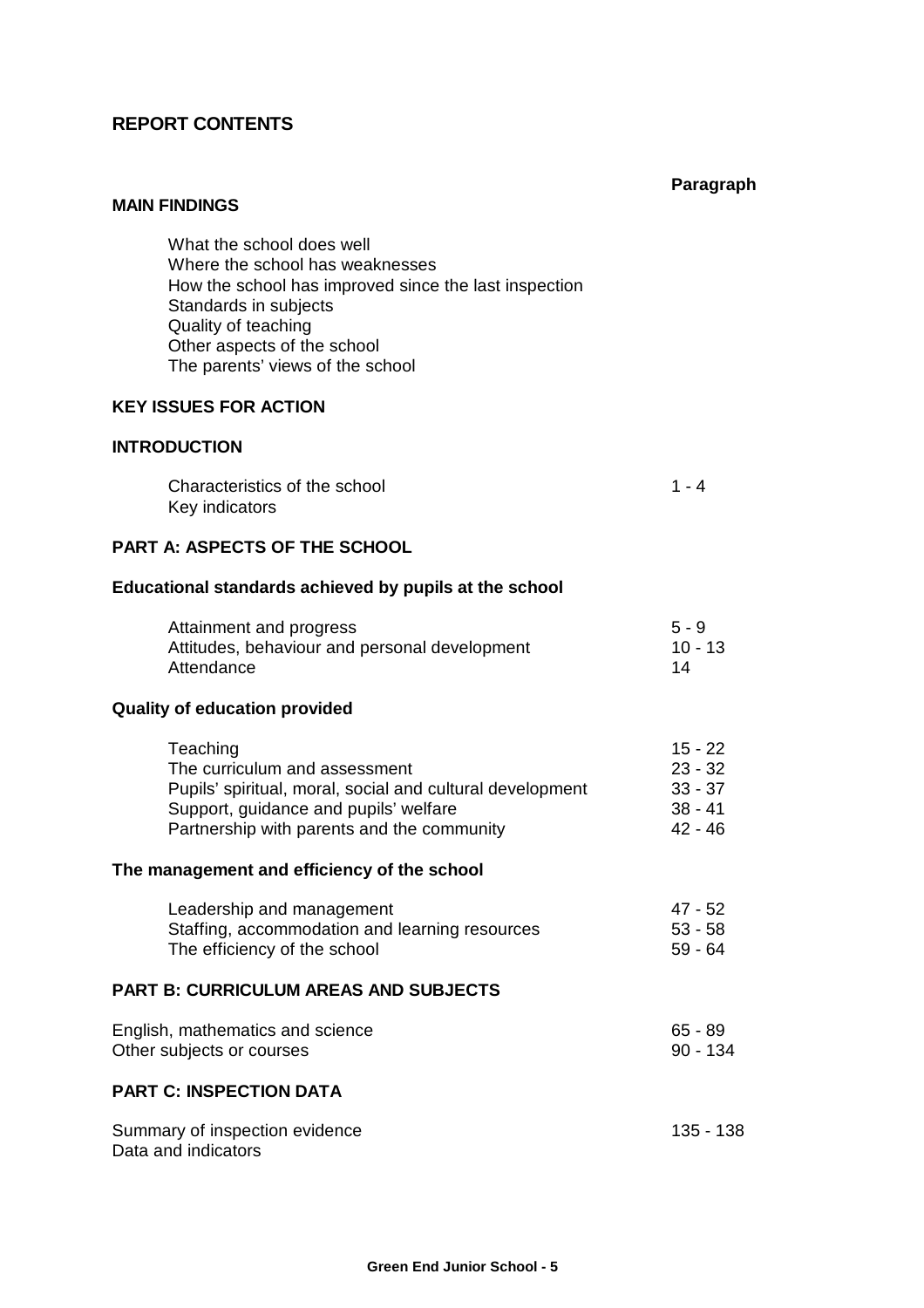## REPORT CONTENTS

| | Paragraph |
|---|---|
| **MAIN FINDINGS** | |
| What the school does well | |
| Where the school has weaknesses | |
| How the school has improved since the last inspection | |
| Standards in subjects | |
| Quality of teaching | |
| Other aspects of the school | |
| The parents' views of the school | |
| **KEY ISSUES FOR ACTION** | |
| **INTRODUCTION** | |
| Characteristics of the school | 1 - 4 |
| Key indicators | |
| **PART A: ASPECTS OF THE SCHOOL** | |
| **Educational standards achieved by pupils at the school** | |
| Attainment and progress | 5 - 9 |
| Attitudes, behaviour and personal development | 10 - 13 |
| Attendance | 14 |
| **Quality of education provided** | |
| Teaching | 15 - 22 |
| The curriculum and assessment | 23 - 32 |
| Pupils' spiritual, moral, social and cultural development | 33 - 37 |
| Support, guidance and pupils' welfare | 38 - 41 |
| Partnership with parents and the community | 42 - 46 |
| **The management and efficiency of the school** | |
| Leadership and management | 47 - 52 |
| Staffing, accommodation and learning resources | 53 - 58 |
| The efficiency of the school | 59 - 64 |
| **PART B: CURRICULUM AREAS AND SUBJECTS** | |
| English, mathematics and science | 65 - 89 |
| Other subjects or courses | 90 - 134 |
| **PART C: INSPECTION DATA** | |
| Summary of inspection evidence | 135 - 138 |
| Data and indicators | |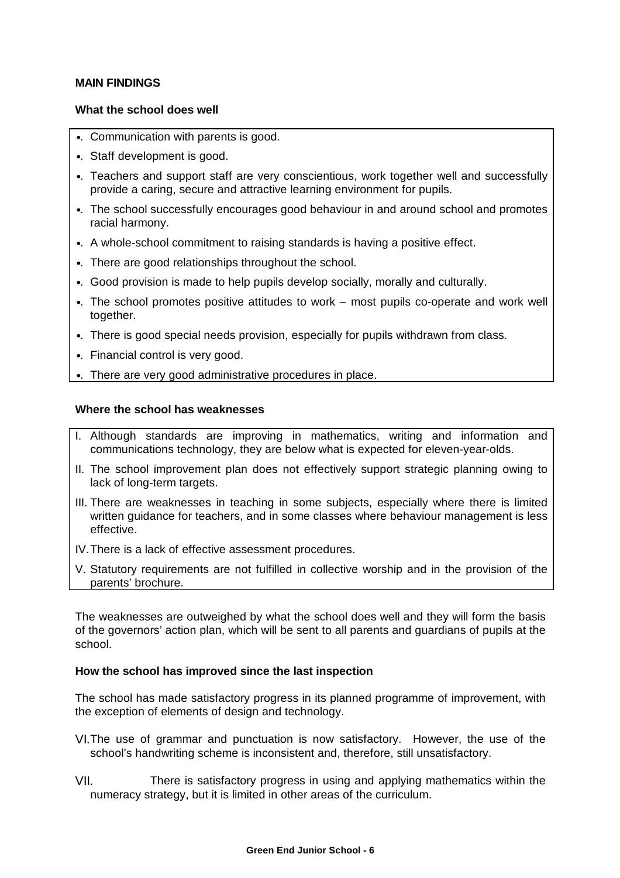**MAIN FINDINGS**

**What the school does well**

- Communication with parents is good.
- Staff development is good.
- Teachers and support staff are very conscientious, work together well and successfully provide a caring, secure and attractive learning environment for pupils.
- The school successfully encourages good behaviour in and around school and promotes racial harmony.
- A whole-school commitment to raising standards is having a positive effect.
- There are good relationships throughout the school.
- Good provision is made to help pupils develop socially, morally and culturally.
- The school promotes positive attitudes to work – most pupils co-operate and work well together.
- There is good special needs provision, especially for pupils withdrawn from class.
- Financial control is very good.
- There are very good administrative procedures in place.

**Where the school has weaknesses**

I. Although standards are improving in mathematics, writing and information and communications technology, they are below what is expected for eleven-year-olds.

II. The school improvement plan does not effectively support strategic planning owing to lack of long-term targets.

III. There are weaknesses in teaching in some subjects, especially where there is limited written guidance for teachers, and in some classes where behaviour management is less effective.

IV. There is a lack of effective assessment procedures.

V. Statutory requirements are not fulfilled in collective worship and in the provision of the parents' brochure.

The weaknesses are outweighed by what the school does well and they will form the basis of the governors' action plan, which will be sent to all parents and guardians of pupils at the school.

**How the school has improved since the last inspection**

The school has made satisfactory progress in its planned programme of improvement, with the exception of elements of design and technology.

VI. The use of grammar and punctuation is now satisfactory. However, the use of the school's handwriting scheme is inconsistent and, therefore, still unsatisfactory.

VII. There is satisfactory progress in using and applying mathematics within the numeracy strategy, but it is limited in other areas of the curriculum.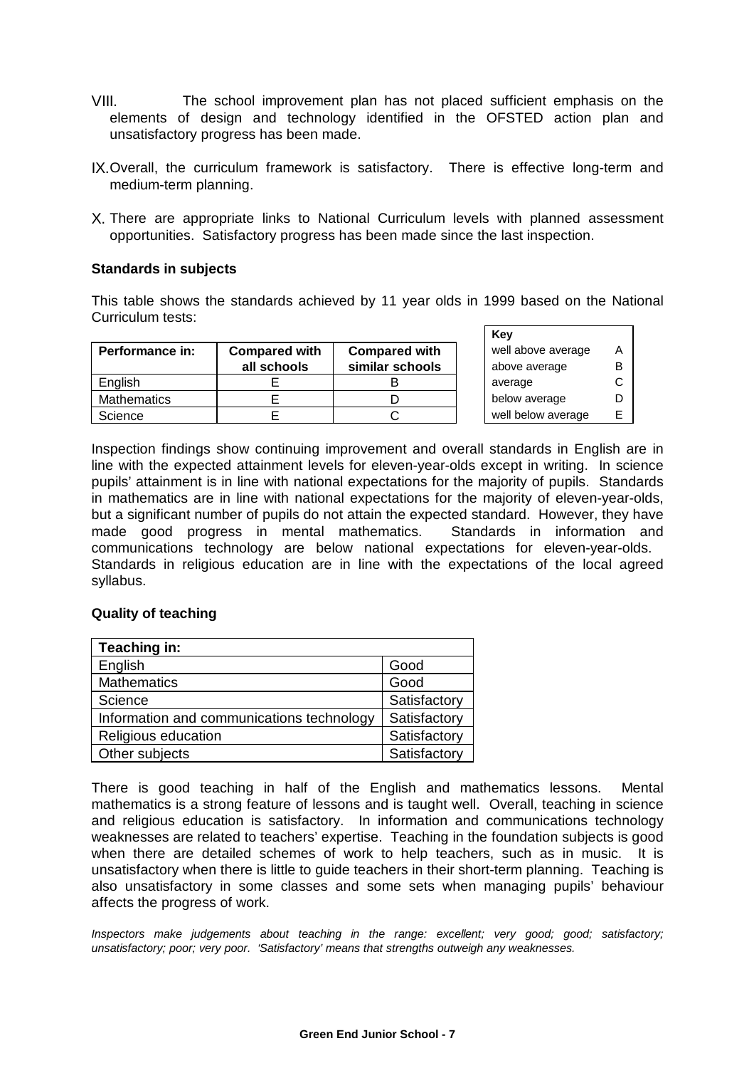VIII. The school improvement plan has not placed sufficient emphasis on the elements of design and technology identified in the OFSTED action plan and unsatisfactory progress has been made.

IX. Overall, the curriculum framework is satisfactory. There is effective long-term and medium-term planning.

X. There are appropriate links to National Curriculum levels with planned assessment opportunities. Satisfactory progress has been made since the last inspection.

**Standards in subjects**

This table shows the standards achieved by 11 year olds in 1999 based on the National Curriculum tests:

| Performance in: | Compared with all schools | Compared with similar schools |
|---|---|---|
| English | E | B |
| Mathematics | E | D |
| Science | E | C |

| Key | |
|---|---|
| well above average | A |
| above average | B |
| average | C |
| below average | D |
| well below average | E |

Inspection findings show continuing improvement and overall standards in English are in line with the expected attainment levels for eleven-year-olds except in writing. In science pupils' attainment is in line with national expectations for the majority of pupils. Standards in mathematics are in line with national expectations for the majority of eleven-year-olds, but a significant number of pupils do not attain the expected standard. However, they have made good progress in mental mathematics. Standards in information and communications technology are below national expectations for eleven-year-olds. Standards in religious education are in line with the expectations of the local agreed syllabus.

**Quality of teaching**

| Teaching in: | |
|---|---|
| English | Good |
| Mathematics | Good |
| Science | Satisfactory |
| Information and communications technology | Satisfactory |
| Religious education | Satisfactory |
| Other subjects | Satisfactory |

There is good teaching in half of the English and mathematics lessons. Mental mathematics is a strong feature of lessons and is taught well. Overall, teaching in science and religious education is satisfactory. In information and communications technology weaknesses are related to teachers' expertise. Teaching in the foundation subjects is good when there are detailed schemes of work to help teachers, such as in music. It is unsatisfactory when there is little to guide teachers in their short-term planning. Teaching is also unsatisfactory in some classes and some sets when managing pupils' behaviour affects the progress of work.

*Inspectors make judgements about teaching in the range: excellent; very good; good; satisfactory; unsatisfactory; poor; very poor. 'Satisfactory' means that strengths outweigh any weaknesses.*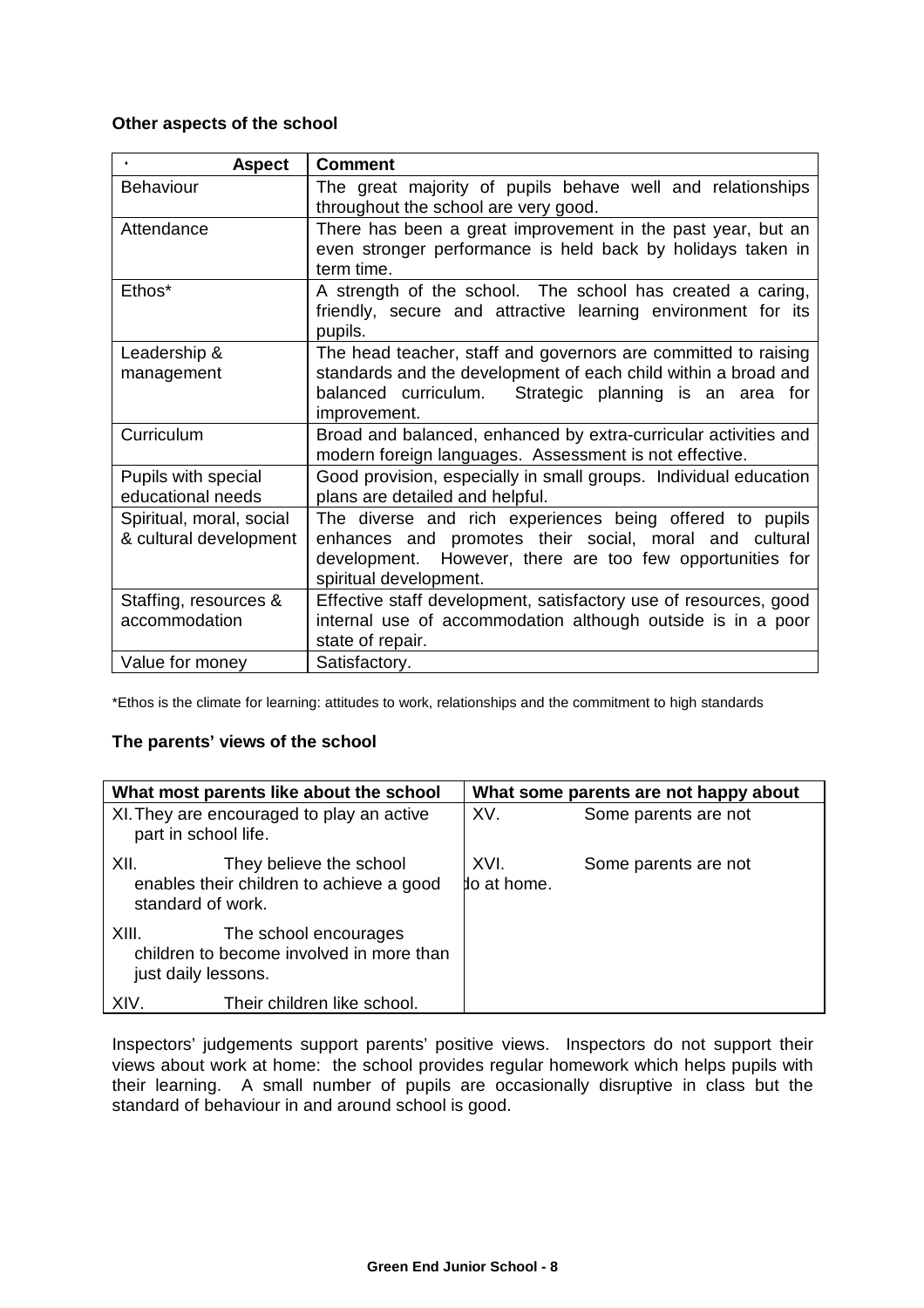### Other aspects of the school

| · Aspect | Comment |
|---|---|
| Behaviour | The great majority of pupils behave well and relationships throughout the school are very good. |
| Attendance | There has been a great improvement in the past year, but an even stronger performance is held back by holidays taken in term time. |
| Ethos* | A strength of the school. The school has created a caring, friendly, secure and attractive learning environment for its pupils. |
| Leadership & management | The head teacher, staff and governors are committed to raising standards and the development of each child within a broad and balanced curriculum. Strategic planning is an area for improvement. |
| Curriculum | Broad and balanced, enhanced by extra-curricular activities and modern foreign languages. Assessment is not effective. |
| Pupils with special educational needs | Good provision, especially in small groups. Individual education plans are detailed and helpful. |
| Spiritual, moral, social & cultural development | The diverse and rich experiences being offered to pupils enhances and promotes their social, moral and cultural development. However, there are too few opportunities for spiritual development. |
| Staffing, resources & accommodation | Effective staff development, satisfactory use of resources, good internal use of accommodation although outside is in a poor state of repair. |
| Value for money | Satisfactory. |

*Ethos is the climate for learning: attitudes to work, relationships and the commitment to high standards

### The parents' views of the school

| What most parents like about the school | What some parents are not happy about |
|---|---|
| XI. They are encouraged to play an active part in school life. | XV. Some parents are not |
| XII. They believe the school enables their children to achieve a good standard of work. | XVI. Some parents are not do at home. |
| XIII. The school encourages children to become involved in more than just daily lessons. | |
| XIV. Their children like school. | |

Inspectors' judgements support parents' positive views. Inspectors do not support their views about work at home: the school provides regular homework which helps pupils with their learning. A small number of pupils are occasionally disruptive in class but the standard of behaviour in and around school is good.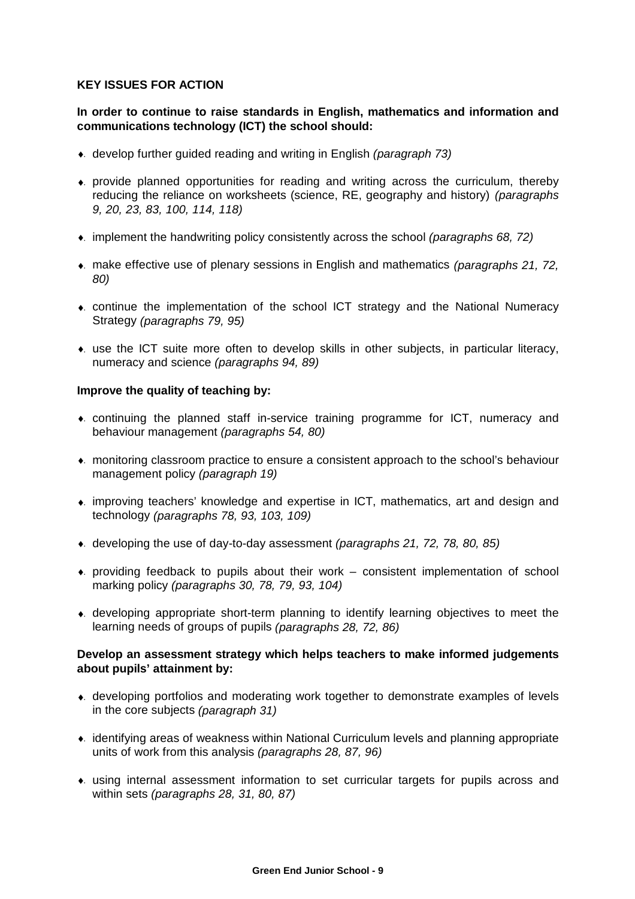## KEY ISSUES FOR ACTION

**In order to continue to raise standards in English, mathematics and information and communications technology (ICT) the school should:**

- develop further guided reading and writing in English *(paragraph 73)*
- provide planned opportunities for reading and writing across the curriculum, thereby reducing the reliance on worksheets (science, RE, geography and history) *(paragraphs 9, 20, 23, 83, 100, 114, 118)*
- implement the handwriting policy consistently across the school *(paragraphs 68, 72)*
- make effective use of plenary sessions in English and mathematics *(paragraphs 21, 72, 80)*
- continue the implementation of the school ICT strategy and the National Numeracy Strategy *(paragraphs 79, 95)*
- use the ICT suite more often to develop skills in other subjects, in particular literacy, numeracy and science *(paragraphs 94, 89)*

**Improve the quality of teaching by:**

- continuing the planned staff in-service training programme for ICT, numeracy and behaviour management *(paragraphs 54, 80)*
- monitoring classroom practice to ensure a consistent approach to the school's behaviour management policy *(paragraph 19)*
- improving teachers' knowledge and expertise in ICT, mathematics, art and design and technology *(paragraphs 78, 93, 103, 109)*
- developing the use of day-to-day assessment *(paragraphs 21, 72, 78, 80, 85)*
- providing feedback to pupils about their work – consistent implementation of school marking policy *(paragraphs 30, 78, 79, 93, 104)*
- developing appropriate short-term planning to identify learning objectives to meet the learning needs of groups of pupils *(paragraphs 28, 72, 86)*

**Develop an assessment strategy which helps teachers to make informed judgements about pupils' attainment by:**

- developing portfolios and moderating work together to demonstrate examples of levels in the core subjects *(paragraph 31)*
- identifying areas of weakness within National Curriculum levels and planning appropriate units of work from this analysis *(paragraphs 28, 87, 96)*
- using internal assessment information to set curricular targets for pupils across and within sets *(paragraphs 28, 31, 80, 87)*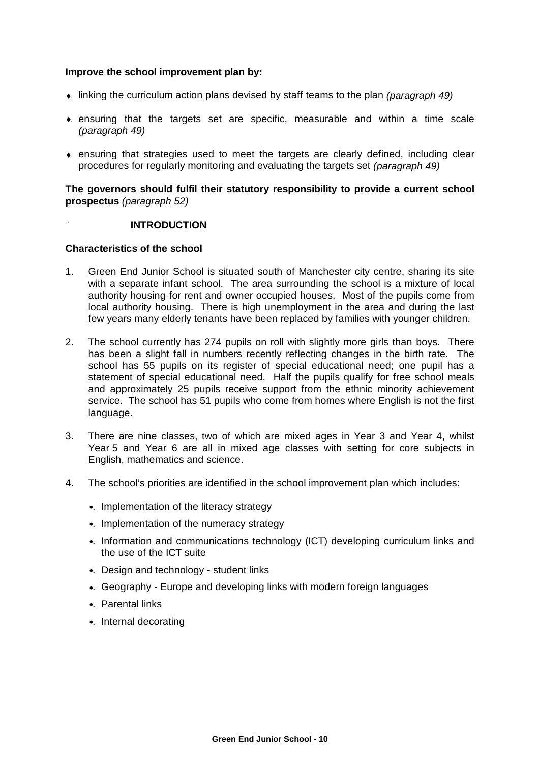**Improve the school improvement plan by:**

- linking the curriculum action plans devised by staff teams to the plan *(paragraph 49)*
- ensuring that the targets set are specific, measurable and within a time scale *(paragraph 49)*
- ensuring that strategies used to meet the targets are clearly defined, including clear procedures for regularly monitoring and evaluating the targets set *(paragraph 49)*

**The governors should fulfil their statutory responsibility to provide a current school prospectus** *(paragraph 52)*

# INTRODUCTION

## Characteristics of the school

1. Green End Junior School is situated south of Manchester city centre, sharing its site with a separate infant school. The area surrounding the school is a mixture of local authority housing for rent and owner occupied houses. Most of the pupils come from local authority housing. There is high unemployment in the area and during the last few years many elderly tenants have been replaced by families with younger children.

2. The school currently has 274 pupils on roll with slightly more girls than boys. There has been a slight fall in numbers recently reflecting changes in the birth rate. The school has 55 pupils on its register of special educational need; one pupil has a statement of special educational need. Half the pupils qualify for free school meals and approximately 25 pupils receive support from the ethnic minority achievement service. The school has 51 pupils who come from homes where English is not the first language.

3. There are nine classes, two of which are mixed ages in Year 3 and Year 4, whilst Year 5 and Year 6 are all in mixed age classes with setting for core subjects in English, mathematics and science.

4. The school's priorities are identified in the school improvement plan which includes:

   - Implementation of the literacy strategy
   - Implementation of the numeracy strategy
   - Information and communications technology (ICT) developing curriculum links and the use of the ICT suite
   - Design and technology - student links
   - Geography - Europe and developing links with modern foreign languages
   - Parental links
   - Internal decorating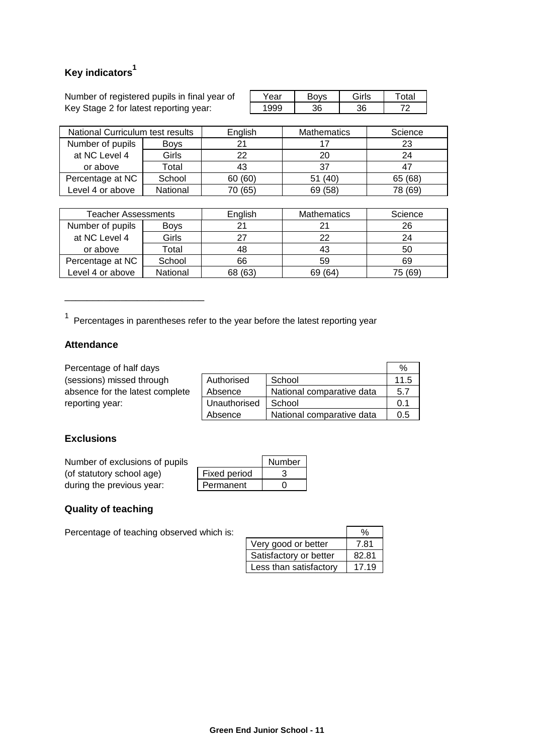## Key indicators[1]

Number of registered pupils in final year of Key Stage 2 for latest reporting year:

| Year | Boys | Girls | Total |
|---|---|---|---|
| 1999 | 36 | 36 | 72 |

| National Curriculum test results | | English | Mathematics | Science |
|---|---|---|---|---|
| Number of pupils at NC Level 4 or above | Boys | 21 | 17 | 23 |
| | Girls | 22 | 20 | 24 |
| | Total | 43 | 37 | 47 |
| Percentage at NC Level 4 or above | School | 60 (60) | 51 (40) | 65 (68) |
| | National | 70 (65) | 69 (58) | 78 (69) |

| Teacher Assessments | | English | Mathematics | Science |
|---|---|---|---|---|
| Number of pupils at NC Level 4 or above | Boys | 21 | 21 | 26 |
| | Girls | 27 | 22 | 24 |
| | Total | 48 | 43 | 50 |
| Percentage at NC Level 4 or above | School | 66 | 59 | 69 |
| | National | 68 (63) | 69 (64) | 75 (69) |

---

[1] Percentages in parentheses refer to the year before the latest reporting year

### Attendance

Percentage of half days (sessions) missed through absence for the latest complete reporting year:

| | | % |
|---|---|---|
| Authorised Absence | School | 11.5 |
| | National comparative data | 5.7 |
| Unauthorised Absence | School | 0.1 |
| | National comparative data | 0.5 |

### Exclusions

Number of exclusions of pupils (of statutory school age) during the previous year:

| | Number |
|---|---|
| Fixed period | 3 |
| Permanent | 0 |

### Quality of teaching

Percentage of teaching observed which is:

| | % |
|---|---|
| Very good or better | 7.81 |
| Satisfactory or better | 82.81 |
| Less than satisfactory | 17.19 |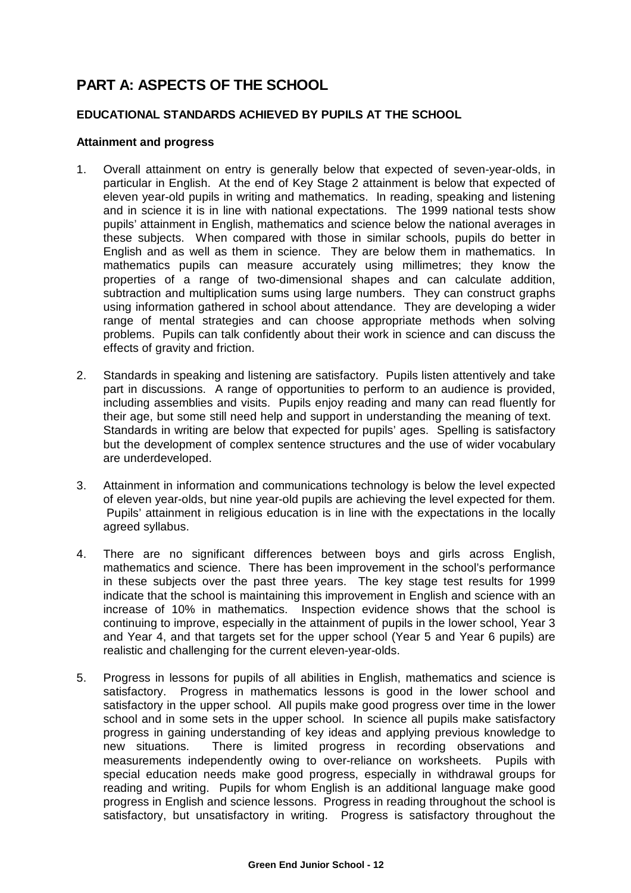# PART A: ASPECTS OF THE SCHOOL

## EDUCATIONAL STANDARDS ACHIEVED BY PUPILS AT THE SCHOOL

### Attainment and progress

1. Overall attainment on entry is generally below that expected of seven-year-olds, in particular in English. At the end of Key Stage 2 attainment is below that expected of eleven year-old pupils in writing and mathematics. In reading, speaking and listening and in science it is in line with national expectations. The 1999 national tests show pupils' attainment in English, mathematics and science below the national averages in these subjects. When compared with those in similar schools, pupils do better in English and as well as them in science. They are below them in mathematics. In mathematics pupils can measure accurately using millimetres; they know the properties of a range of two-dimensional shapes and can calculate addition, subtraction and multiplication sums using large numbers. They can construct graphs using information gathered in school about attendance. They are developing a wider range of mental strategies and can choose appropriate methods when solving problems. Pupils can talk confidently about their work in science and can discuss the effects of gravity and friction.

2. Standards in speaking and listening are satisfactory. Pupils listen attentively and take part in discussions. A range of opportunities to perform to an audience is provided, including assemblies and visits. Pupils enjoy reading and many can read fluently for their age, but some still need help and support in understanding the meaning of text. Standards in writing are below that expected for pupils' ages. Spelling is satisfactory but the development of complex sentence structures and the use of wider vocabulary are underdeveloped.

3. Attainment in information and communications technology is below the level expected of eleven year-olds, but nine year-old pupils are achieving the level expected for them. Pupils' attainment in religious education is in line with the expectations in the locally agreed syllabus.

4. There are no significant differences between boys and girls across English, mathematics and science. There has been improvement in the school's performance in these subjects over the past three years. The key stage test results for 1999 indicate that the school is maintaining this improvement in English and science with an increase of 10% in mathematics. Inspection evidence shows that the school is continuing to improve, especially in the attainment of pupils in the lower school, Year 3 and Year 4, and that targets set for the upper school (Year 5 and Year 6 pupils) are realistic and challenging for the current eleven-year-olds.

5. Progress in lessons for pupils of all abilities in English, mathematics and science is satisfactory. Progress in mathematics lessons is good in the lower school and satisfactory in the upper school. All pupils make good progress over time in the lower school and in some sets in the upper school. In science all pupils make satisfactory progress in gaining understanding of key ideas and applying previous knowledge to new situations. There is limited progress in recording observations and measurements independently owing to over-reliance on worksheets. Pupils with special education needs make good progress, especially in withdrawal groups for reading and writing. Pupils for whom English is an additional language make good progress in English and science lessons. Progress in reading throughout the school is satisfactory, but unsatisfactory in writing. Progress is satisfactory throughout the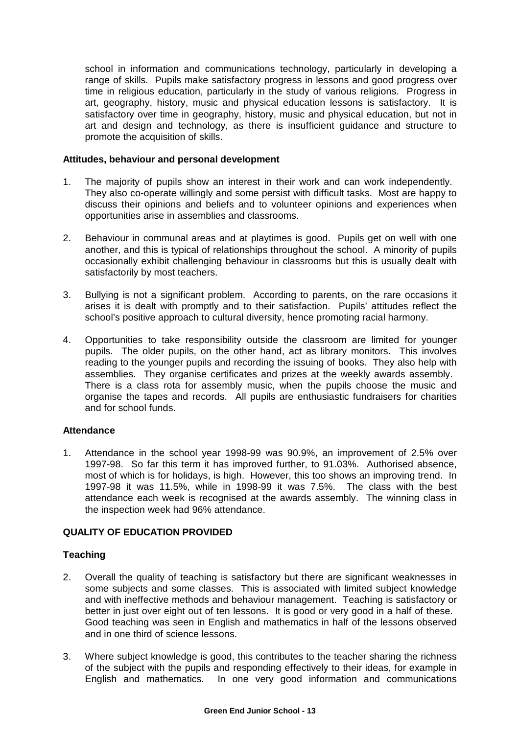school in information and communications technology, particularly in developing a range of skills. Pupils make satisfactory progress in lessons and good progress over time in religious education, particularly in the study of various religions. Progress in art, geography, history, music and physical education lessons is satisfactory. It is satisfactory over time in geography, history, music and physical education, but not in art and design and technology, as there is insufficient guidance and structure to promote the acquisition of skills.

### Attitudes, behaviour and personal development

1. The majority of pupils show an interest in their work and can work independently. They also co-operate willingly and some persist with difficult tasks. Most are happy to discuss their opinions and beliefs and to volunteer opinions and experiences when opportunities arise in assemblies and classrooms.

2. Behaviour in communal areas and at playtimes is good. Pupils get on well with one another, and this is typical of relationships throughout the school. A minority of pupils occasionally exhibit challenging behaviour in classrooms but this is usually dealt with satisfactorily by most teachers.

3. Bullying is not a significant problem. According to parents, on the rare occasions it arises it is dealt with promptly and to their satisfaction. Pupils' attitudes reflect the school's positive approach to cultural diversity, hence promoting racial harmony.

4. Opportunities to take responsibility outside the classroom are limited for younger pupils. The older pupils, on the other hand, act as library monitors. This involves reading to the younger pupils and recording the issuing of books. They also help with assemblies. They organise certificates and prizes at the weekly awards assembly. There is a class rota for assembly music, when the pupils choose the music and organise the tapes and records. All pupils are enthusiastic fundraisers for charities and for school funds.

### Attendance

1. Attendance in the school year 1998-99 was 90.9%, an improvement of 2.5% over 1997-98. So far this term it has improved further, to 91.03%. Authorised absence, most of which is for holidays, is high. However, this too shows an improving trend. In 1997-98 it was 11.5%, while in 1998-99 it was 7.5%. The class with the best attendance each week is recognised at the awards assembly. The winning class in the inspection week had 96% attendance.

## QUALITY OF EDUCATION PROVIDED

### Teaching

2. Overall the quality of teaching is satisfactory but there are significant weaknesses in some subjects and some classes. This is associated with limited subject knowledge and with ineffective methods and behaviour management. Teaching is satisfactory or better in just over eight out of ten lessons. It is good or very good in a half of these. Good teaching was seen in English and mathematics in half of the lessons observed and in one third of science lessons.

3. Where subject knowledge is good, this contributes to the teacher sharing the richness of the subject with the pupils and responding effectively to their ideas, for example in English and mathematics. In one very good information and communications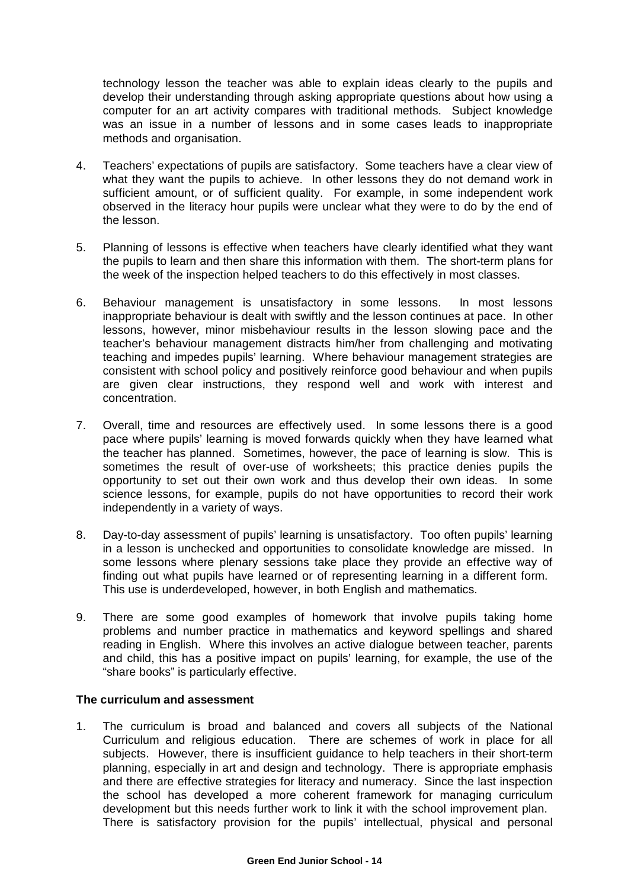technology lesson the teacher was able to explain ideas clearly to the pupils and develop their understanding through asking appropriate questions about how using a computer for an art activity compares with traditional methods. Subject knowledge was an issue in a number of lessons and in some cases leads to inappropriate methods and organisation.

4. Teachers' expectations of pupils are satisfactory. Some teachers have a clear view of what they want the pupils to achieve. In other lessons they do not demand work in sufficient amount, or of sufficient quality. For example, in some independent work observed in the literacy hour pupils were unclear what they were to do by the end of the lesson.

5. Planning of lessons is effective when teachers have clearly identified what they want the pupils to learn and then share this information with them. The short-term plans for the week of the inspection helped teachers to do this effectively in most classes.

6. Behaviour management is unsatisfactory in some lessons. In most lessons inappropriate behaviour is dealt with swiftly and the lesson continues at pace. In other lessons, however, minor misbehaviour results in the lesson slowing pace and the teacher's behaviour management distracts him/her from challenging and motivating teaching and impedes pupils' learning. Where behaviour management strategies are consistent with school policy and positively reinforce good behaviour and when pupils are given clear instructions, they respond well and work with interest and concentration.

7. Overall, time and resources are effectively used. In some lessons there is a good pace where pupils' learning is moved forwards quickly when they have learned what the teacher has planned. Sometimes, however, the pace of learning is slow. This is sometimes the result of over-use of worksheets; this practice denies pupils the opportunity to set out their own work and thus develop their own ideas. In some science lessons, for example, pupils do not have opportunities to record their work independently in a variety of ways.

8. Day-to-day assessment of pupils' learning is unsatisfactory. Too often pupils' learning in a lesson is unchecked and opportunities to consolidate knowledge are missed. In some lessons where plenary sessions take place they provide an effective way of finding out what pupils have learned or of representing learning in a different form. This use is underdeveloped, however, in both English and mathematics.

9. There are some good examples of homework that involve pupils taking home problems and number practice in mathematics and keyword spellings and shared reading in English. Where this involves an active dialogue between teacher, parents and child, this has a positive impact on pupils' learning, for example, the use of the "share books" is particularly effective.

**The curriculum and assessment**

1. The curriculum is broad and balanced and covers all subjects of the National Curriculum and religious education. There are schemes of work in place for all subjects. However, there is insufficient guidance to help teachers in their short-term planning, especially in art and design and technology. There is appropriate emphasis and there are effective strategies for literacy and numeracy. Since the last inspection the school has developed a more coherent framework for managing curriculum development but this needs further work to link it with the school improvement plan. There is satisfactory provision for the pupils' intellectual, physical and personal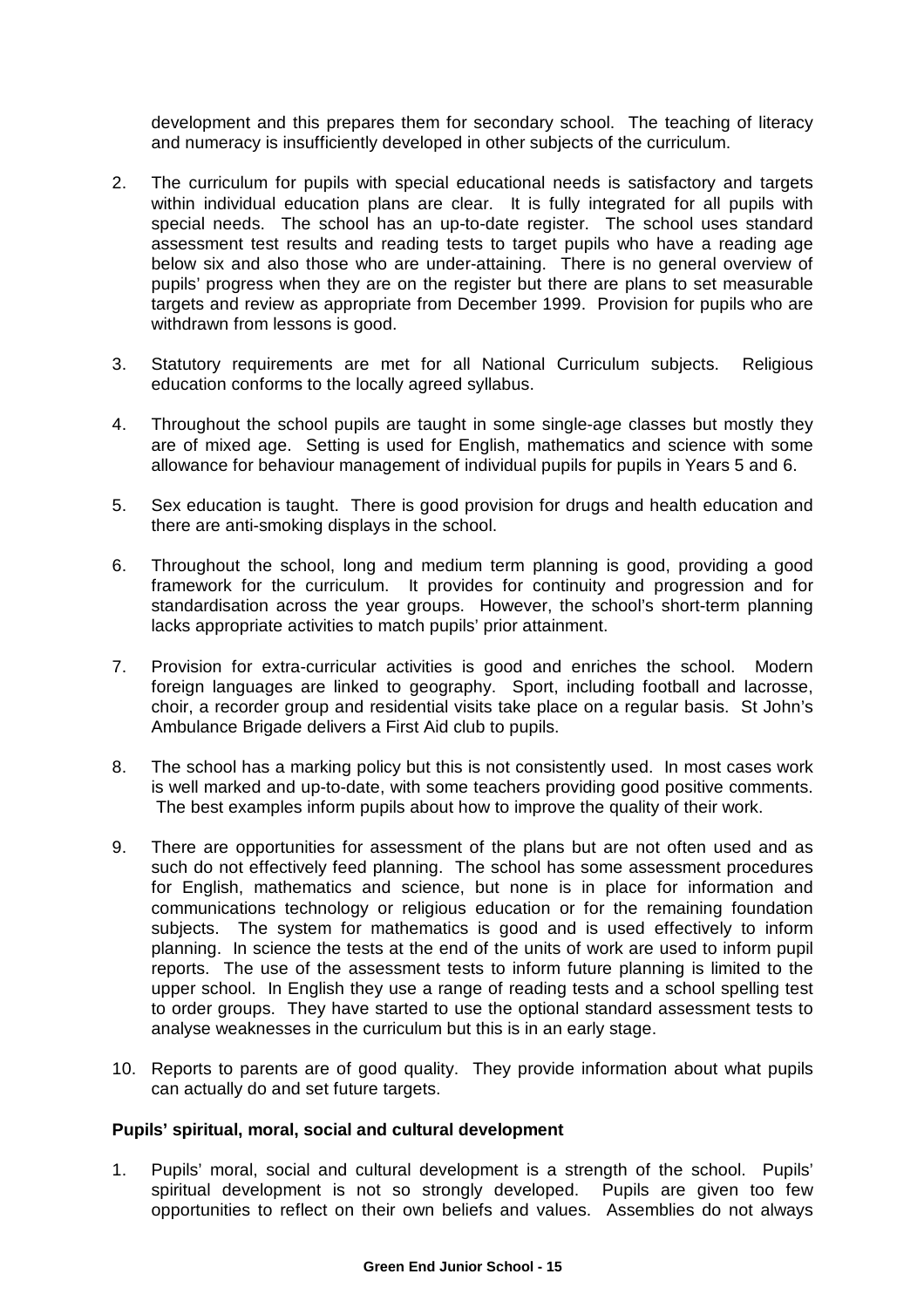development and this prepares them for secondary school. The teaching of literacy and numeracy is insufficiently developed in other subjects of the curriculum.

2. The curriculum for pupils with special educational needs is satisfactory and targets within individual education plans are clear. It is fully integrated for all pupils with special needs. The school has an up-to-date register. The school uses standard assessment test results and reading tests to target pupils who have a reading age below six and also those who are under-attaining. There is no general overview of pupils' progress when they are on the register but there are plans to set measurable targets and review as appropriate from December 1999. Provision for pupils who are withdrawn from lessons is good.

3. Statutory requirements are met for all National Curriculum subjects. Religious education conforms to the locally agreed syllabus.

4. Throughout the school pupils are taught in some single-age classes but mostly they are of mixed age. Setting is used for English, mathematics and science with some allowance for behaviour management of individual pupils for pupils in Years 5 and 6.

5. Sex education is taught. There is good provision for drugs and health education and there are anti-smoking displays in the school.

6. Throughout the school, long and medium term planning is good, providing a good framework for the curriculum. It provides for continuity and progression and for standardisation across the year groups. However, the school's short-term planning lacks appropriate activities to match pupils' prior attainment.

7. Provision for extra-curricular activities is good and enriches the school. Modern foreign languages are linked to geography. Sport, including football and lacrosse, choir, a recorder group and residential visits take place on a regular basis. St John's Ambulance Brigade delivers a First Aid club to pupils.

8. The school has a marking policy but this is not consistently used. In most cases work is well marked and up-to-date, with some teachers providing good positive comments. The best examples inform pupils about how to improve the quality of their work.

9. There are opportunities for assessment of the plans but are not often used and as such do not effectively feed planning. The school has some assessment procedures for English, mathematics and science, but none is in place for information and communications technology or religious education or for the remaining foundation subjects. The system for mathematics is good and is used effectively to inform planning. In science the tests at the end of the units of work are used to inform pupil reports. The use of the assessment tests to inform future planning is limited to the upper school. In English they use a range of reading tests and a school spelling test to order groups. They have started to use the optional standard assessment tests to analyse weaknesses in the curriculum but this is in an early stage.

10. Reports to parents are of good quality. They provide information about what pupils can actually do and set future targets.

**Pupils' spiritual, moral, social and cultural development**

1. Pupils' moral, social and cultural development is a strength of the school. Pupils' spiritual development is not so strongly developed. Pupils are given too few opportunities to reflect on their own beliefs and values. Assemblies do not always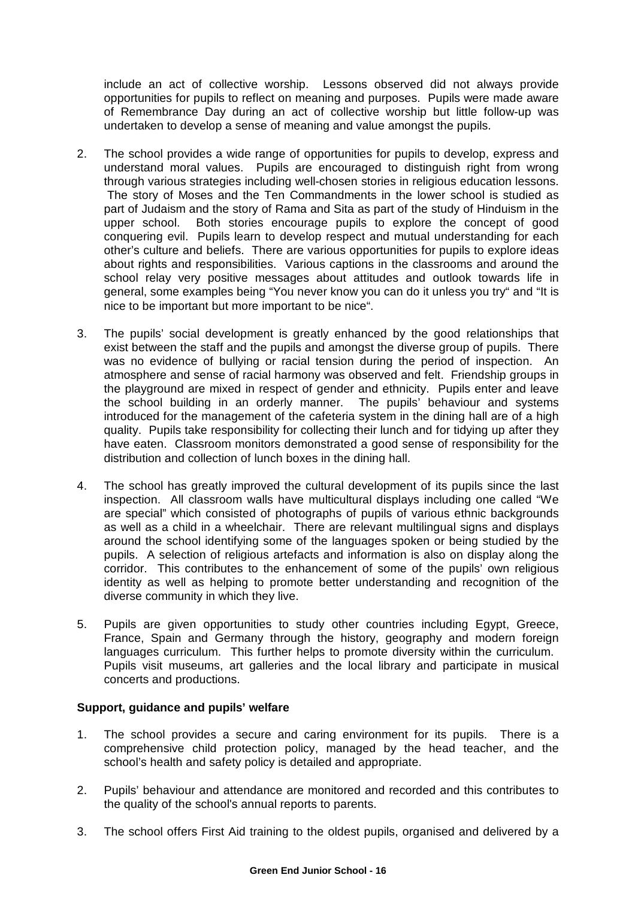include an act of collective worship. Lessons observed did not always provide opportunities for pupils to reflect on meaning and purposes. Pupils were made aware of Remembrance Day during an act of collective worship but little follow-up was undertaken to develop a sense of meaning and value amongst the pupils.

2. The school provides a wide range of opportunities for pupils to develop, express and understand moral values. Pupils are encouraged to distinguish right from wrong through various strategies including well-chosen stories in religious education lessons. The story of Moses and the Ten Commandments in the lower school is studied as part of Judaism and the story of Rama and Sita as part of the study of Hinduism in the upper school. Both stories encourage pupils to explore the concept of good conquering evil. Pupils learn to develop respect and mutual understanding for each other's culture and beliefs. There are various opportunities for pupils to explore ideas about rights and responsibilities. Various captions in the classrooms and around the school relay very positive messages about attitudes and outlook towards life in general, some examples being "You never know you can do it unless you try" and "It is nice to be important but more important to be nice".

3. The pupils' social development is greatly enhanced by the good relationships that exist between the staff and the pupils and amongst the diverse group of pupils. There was no evidence of bullying or racial tension during the period of inspection. An atmosphere and sense of racial harmony was observed and felt. Friendship groups in the playground are mixed in respect of gender and ethnicity. Pupils enter and leave the school building in an orderly manner. The pupils' behaviour and systems introduced for the management of the cafeteria system in the dining hall are of a high quality. Pupils take responsibility for collecting their lunch and for tidying up after they have eaten. Classroom monitors demonstrated a good sense of responsibility for the distribution and collection of lunch boxes in the dining hall.

4. The school has greatly improved the cultural development of its pupils since the last inspection. All classroom walls have multicultural displays including one called "We are special" which consisted of photographs of pupils of various ethnic backgrounds as well as a child in a wheelchair. There are relevant multilingual signs and displays around the school identifying some of the languages spoken or being studied by the pupils. A selection of religious artefacts and information is also on display along the corridor. This contributes to the enhancement of some of the pupils' own religious identity as well as helping to promote better understanding and recognition of the diverse community in which they live.

5. Pupils are given opportunities to study other countries including Egypt, Greece, France, Spain and Germany through the history, geography and modern foreign languages curriculum. This further helps to promote diversity within the curriculum. Pupils visit museums, art galleries and the local library and participate in musical concerts and productions.

**Support, guidance and pupils' welfare**

1. The school provides a secure and caring environment for its pupils. There is a comprehensive child protection policy, managed by the head teacher, and the school's health and safety policy is detailed and appropriate.

2. Pupils' behaviour and attendance are monitored and recorded and this contributes to the quality of the school's annual reports to parents.

3. The school offers First Aid training to the oldest pupils, organised and delivered by a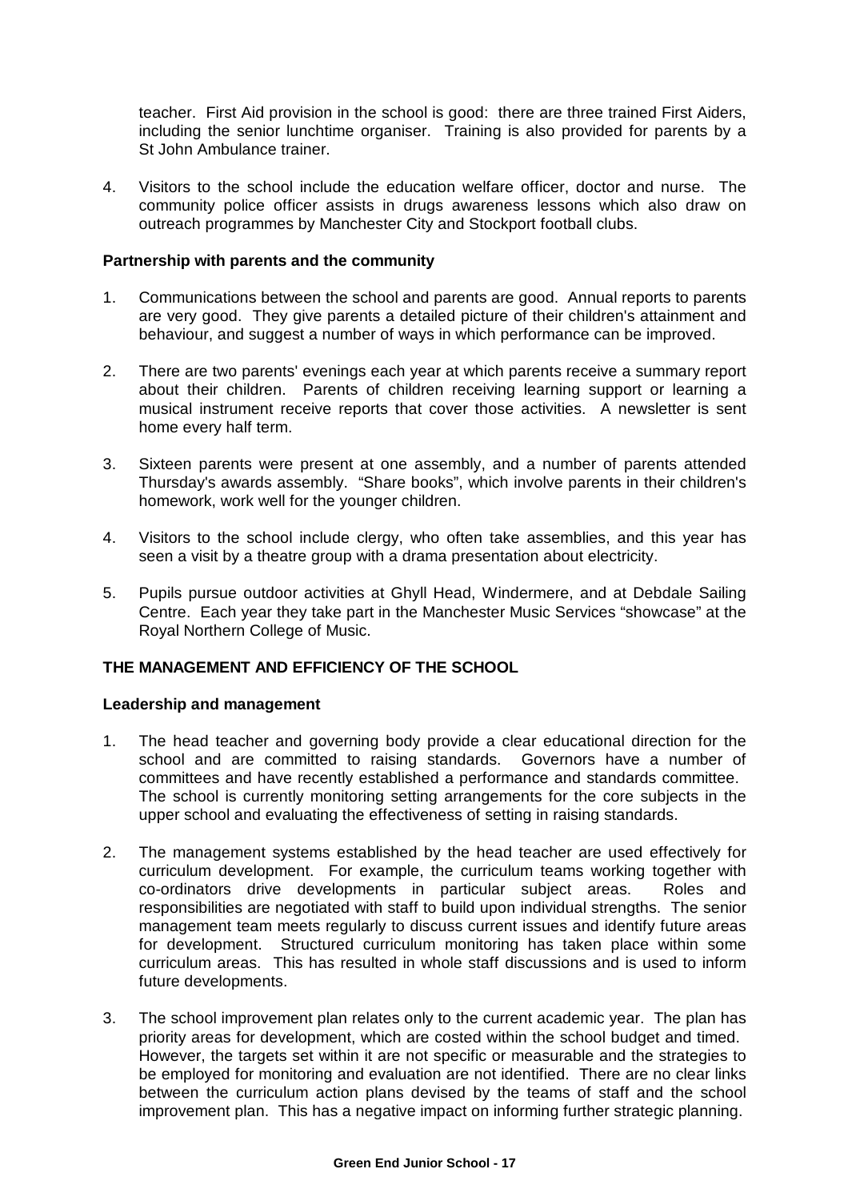teacher. First Aid provision in the school is good: there are three trained First Aiders, including the senior lunchtime organiser. Training is also provided for parents by a St John Ambulance trainer.

4. Visitors to the school include the education welfare officer, doctor and nurse. The community police officer assists in drugs awareness lessons which also draw on outreach programmes by Manchester City and Stockport football clubs.

### Partnership with parents and the community

1. Communications between the school and parents are good. Annual reports to parents are very good. They give parents a detailed picture of their children's attainment and behaviour, and suggest a number of ways in which performance can be improved.

2. There are two parents' evenings each year at which parents receive a summary report about their children. Parents of children receiving learning support or learning a musical instrument receive reports that cover those activities. A newsletter is sent home every half term.

3. Sixteen parents were present at one assembly, and a number of parents attended Thursday's awards assembly. "Share books", which involve parents in their children's homework, work well for the younger children.

4. Visitors to the school include clergy, who often take assemblies, and this year has seen a visit by a theatre group with a drama presentation about electricity.

5. Pupils pursue outdoor activities at Ghyll Head, Windermere, and at Debdale Sailing Centre. Each year they take part in the Manchester Music Services "showcase" at the Royal Northern College of Music.

## THE MANAGEMENT AND EFFICIENCY OF THE SCHOOL

### Leadership and management

1. The head teacher and governing body provide a clear educational direction for the school and are committed to raising standards. Governors have a number of committees and have recently established a performance and standards committee. The school is currently monitoring setting arrangements for the core subjects in the upper school and evaluating the effectiveness of setting in raising standards.

2. The management systems established by the head teacher are used effectively for curriculum development. For example, the curriculum teams working together with co-ordinators drive developments in particular subject areas. Roles and responsibilities are negotiated with staff to build upon individual strengths. The senior management team meets regularly to discuss current issues and identify future areas for development. Structured curriculum monitoring has taken place within some curriculum areas. This has resulted in whole staff discussions and is used to inform future developments.

3. The school improvement plan relates only to the current academic year. The plan has priority areas for development, which are costed within the school budget and timed. However, the targets set within it are not specific or measurable and the strategies to be employed for monitoring and evaluation are not identified. There are no clear links between the curriculum action plans devised by the teams of staff and the school improvement plan. This has a negative impact on informing further strategic planning.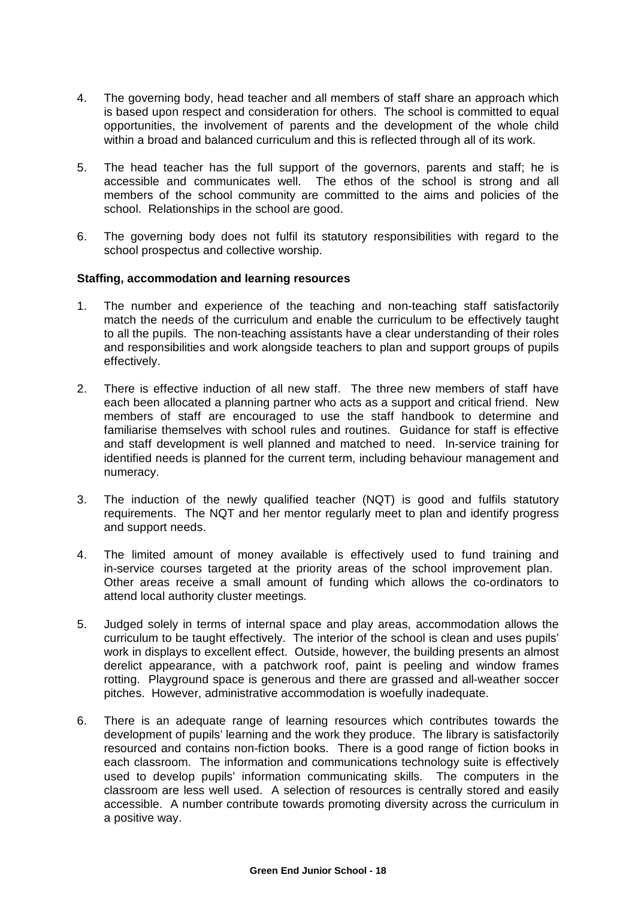4. The governing body, head teacher and all members of staff share an approach which is based upon respect and consideration for others. The school is committed to equal opportunities, the involvement of parents and the development of the whole child within a broad and balanced curriculum and this is reflected through all of its work.

5. The head teacher has the full support of the governors, parents and staff; he is accessible and communicates well. The ethos of the school is strong and all members of the school community are committed to the aims and policies of the school. Relationships in the school are good.

6. The governing body does not fulfil its statutory responsibilities with regard to the school prospectus and collective worship.

**Staffing, accommodation and learning resources**

1. The number and experience of the teaching and non-teaching staff satisfactorily match the needs of the curriculum and enable the curriculum to be effectively taught to all the pupils. The non-teaching assistants have a clear understanding of their roles and responsibilities and work alongside teachers to plan and support groups of pupils effectively.

2. There is effective induction of all new staff. The three new members of staff have each been allocated a planning partner who acts as a support and critical friend. New members of staff are encouraged to use the staff handbook to determine and familiarise themselves with school rules and routines. Guidance for staff is effective and staff development is well planned and matched to need. In-service training for identified needs is planned for the current term, including behaviour management and numeracy.

3. The induction of the newly qualified teacher (NQT) is good and fulfils statutory requirements. The NQT and her mentor regularly meet to plan and identify progress and support needs.

4. The limited amount of money available is effectively used to fund training and in-service courses targeted at the priority areas of the school improvement plan. Other areas receive a small amount of funding which allows the co-ordinators to attend local authority cluster meetings.

5. Judged solely in terms of internal space and play areas, accommodation allows the curriculum to be taught effectively. The interior of the school is clean and uses pupils' work in displays to excellent effect. Outside, however, the building presents an almost derelict appearance, with a patchwork roof, paint is peeling and window frames rotting. Playground space is generous and there are grassed and all-weather soccer pitches. However, administrative accommodation is woefully inadequate.

6. There is an adequate range of learning resources which contributes towards the development of pupils' learning and the work they produce. The library is satisfactorily resourced and contains non-fiction books. There is a good range of fiction books in each classroom. The information and communications technology suite is effectively used to develop pupils' information communicating skills. The computers in the classroom are less well used. A selection of resources is centrally stored and easily accessible. A number contribute towards promoting diversity across the curriculum in a positive way.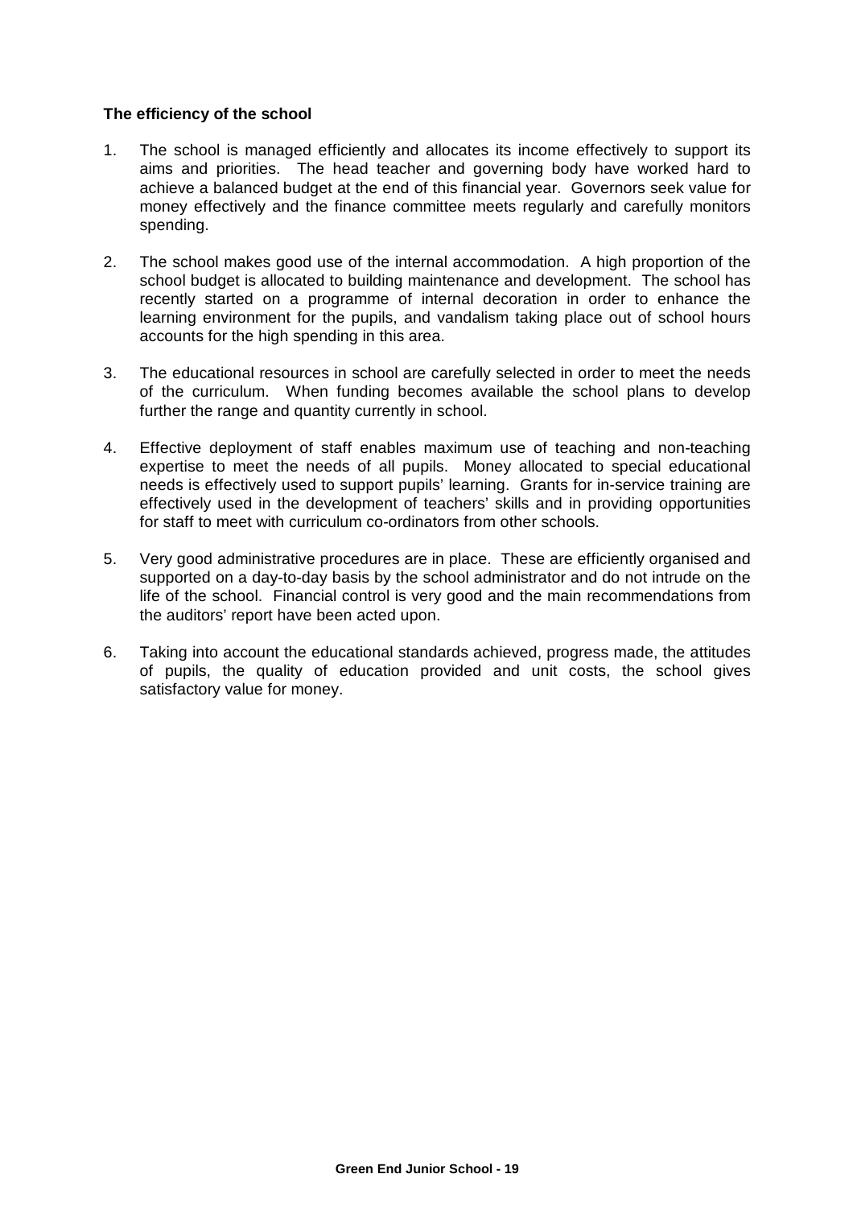**The efficiency of the school**

1. The school is managed efficiently and allocates its income effectively to support its aims and priorities. The head teacher and governing body have worked hard to achieve a balanced budget at the end of this financial year. Governors seek value for money effectively and the finance committee meets regularly and carefully monitors spending.

2. The school makes good use of the internal accommodation. A high proportion of the school budget is allocated to building maintenance and development. The school has recently started on a programme of internal decoration in order to enhance the learning environment for the pupils, and vandalism taking place out of school hours accounts for the high spending in this area.

3. The educational resources in school are carefully selected in order to meet the needs of the curriculum. When funding becomes available the school plans to develop further the range and quantity currently in school.

4. Effective deployment of staff enables maximum use of teaching and non-teaching expertise to meet the needs of all pupils. Money allocated to special educational needs is effectively used to support pupils' learning. Grants for in-service training are effectively used in the development of teachers' skills and in providing opportunities for staff to meet with curriculum co-ordinators from other schools.

5. Very good administrative procedures are in place. These are efficiently organised and supported on a day-to-day basis by the school administrator and do not intrude on the life of the school. Financial control is very good and the main recommendations from the auditors' report have been acted upon.

6. Taking into account the educational standards achieved, progress made, the attitudes of pupils, the quality of education provided and unit costs, the school gives satisfactory value for money.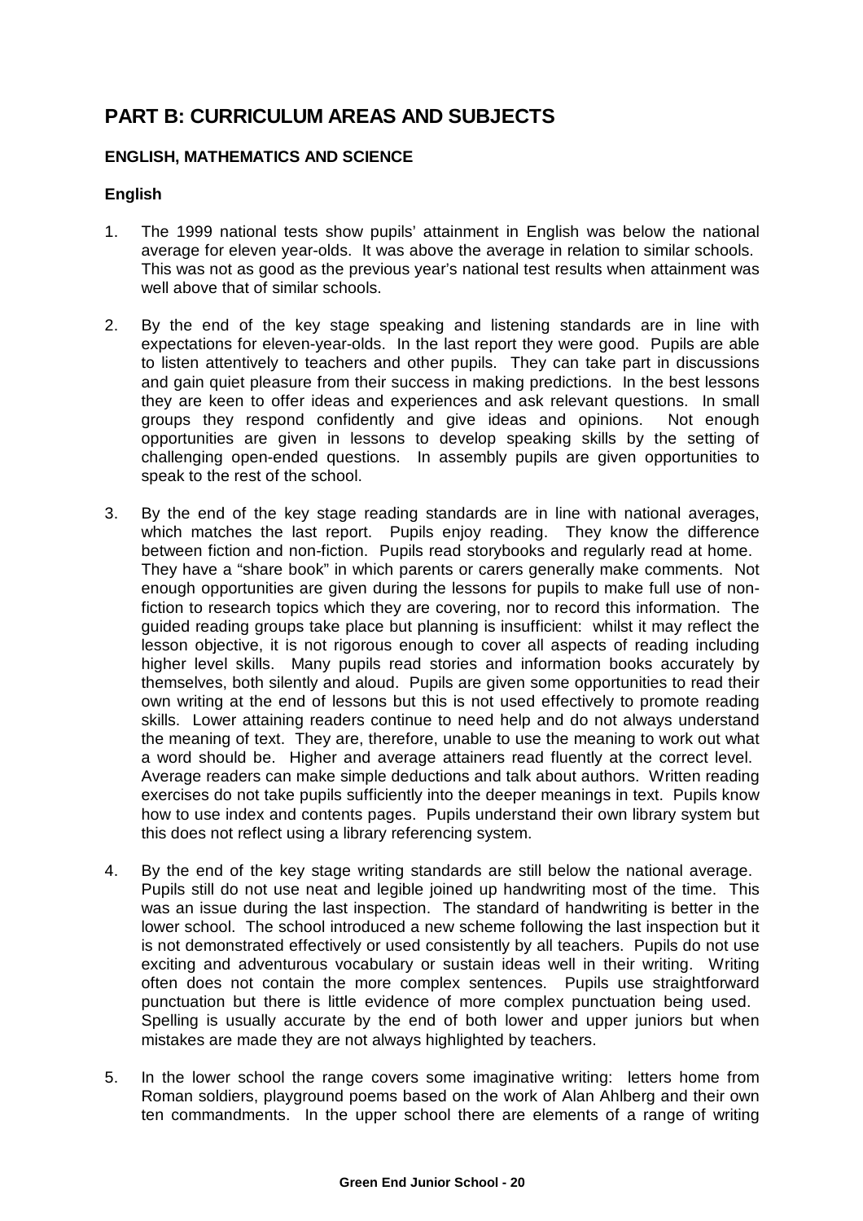# PART B: CURRICULUM AREAS AND SUBJECTS

## ENGLISH, MATHEMATICS AND SCIENCE

### English

1. The 1999 national tests show pupils' attainment in English was below the national average for eleven year-olds. It was above the average in relation to similar schools. This was not as good as the previous year's national test results when attainment was well above that of similar schools.

2. By the end of the key stage speaking and listening standards are in line with expectations for eleven-year-olds. In the last report they were good. Pupils are able to listen attentively to teachers and other pupils. They can take part in discussions and gain quiet pleasure from their success in making predictions. In the best lessons they are keen to offer ideas and experiences and ask relevant questions. In small groups they respond confidently and give ideas and opinions. Not enough opportunities are given in lessons to develop speaking skills by the setting of challenging open-ended questions. In assembly pupils are given opportunities to speak to the rest of the school.

3. By the end of the key stage reading standards are in line with national averages, which matches the last report. Pupils enjoy reading. They know the difference between fiction and non-fiction. Pupils read storybooks and regularly read at home. They have a "share book" in which parents or carers generally make comments. Not enough opportunities are given during the lessons for pupils to make full use of non-fiction to research topics which they are covering, nor to record this information. The guided reading groups take place but planning is insufficient: whilst it may reflect the lesson objective, it is not rigorous enough to cover all aspects of reading including higher level skills. Many pupils read stories and information books accurately by themselves, both silently and aloud. Pupils are given some opportunities to read their own writing at the end of lessons but this is not used effectively to promote reading skills. Lower attaining readers continue to need help and do not always understand the meaning of text. They are, therefore, unable to use the meaning to work out what a word should be. Higher and average attainers read fluently at the correct level. Average readers can make simple deductions and talk about authors. Written reading exercises do not take pupils sufficiently into the deeper meanings in text. Pupils know how to use index and contents pages. Pupils understand their own library system but this does not reflect using a library referencing system.

4. By the end of the key stage writing standards are still below the national average. Pupils still do not use neat and legible joined up handwriting most of the time. This was an issue during the last inspection. The standard of handwriting is better in the lower school. The school introduced a new scheme following the last inspection but it is not demonstrated effectively or used consistently by all teachers. Pupils do not use exciting and adventurous vocabulary or sustain ideas well in their writing. Writing often does not contain the more complex sentences. Pupils use straightforward punctuation but there is little evidence of more complex punctuation being used. Spelling is usually accurate by the end of both lower and upper juniors but when mistakes are made they are not always highlighted by teachers.

5. In the lower school the range covers some imaginative writing: letters home from Roman soldiers, playground poems based on the work of Alan Ahlberg and their own ten commandments. In the upper school there are elements of a range of writing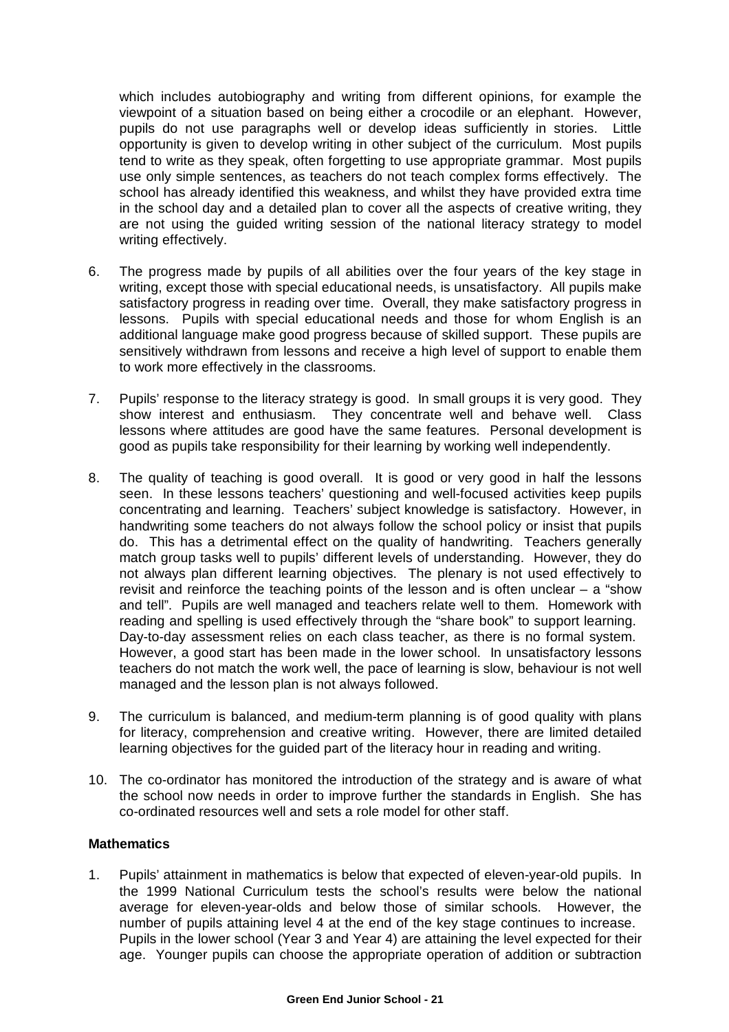which includes autobiography and writing from different opinions, for example the viewpoint of a situation based on being either a crocodile or an elephant. However, pupils do not use paragraphs well or develop ideas sufficiently in stories. Little opportunity is given to develop writing in other subject of the curriculum. Most pupils tend to write as they speak, often forgetting to use appropriate grammar. Most pupils use only simple sentences, as teachers do not teach complex forms effectively. The school has already identified this weakness, and whilst they have provided extra time in the school day and a detailed plan to cover all the aspects of creative writing, they are not using the guided writing session of the national literacy strategy to model writing effectively.

6. The progress made by pupils of all abilities over the four years of the key stage in writing, except those with special educational needs, is unsatisfactory. All pupils make satisfactory progress in reading over time. Overall, they make satisfactory progress in lessons. Pupils with special educational needs and those for whom English is an additional language make good progress because of skilled support. These pupils are sensitively withdrawn from lessons and receive a high level of support to enable them to work more effectively in the classrooms.

7. Pupils' response to the literacy strategy is good. In small groups it is very good. They show interest and enthusiasm. They concentrate well and behave well. Class lessons where attitudes are good have the same features. Personal development is good as pupils take responsibility for their learning by working well independently.

8. The quality of teaching is good overall. It is good or very good in half the lessons seen. In these lessons teachers' questioning and well-focused activities keep pupils concentrating and learning. Teachers' subject knowledge is satisfactory. However, in handwriting some teachers do not always follow the school policy or insist that pupils do. This has a detrimental effect on the quality of handwriting. Teachers generally match group tasks well to pupils' different levels of understanding. However, they do not always plan different learning objectives. The plenary is not used effectively to revisit and reinforce the teaching points of the lesson and is often unclear – a "show and tell". Pupils are well managed and teachers relate well to them. Homework with reading and spelling is used effectively through the "share book" to support learning. Day-to-day assessment relies on each class teacher, as there is no formal system. However, a good start has been made in the lower school. In unsatisfactory lessons teachers do not match the work well, the pace of learning is slow, behaviour is not well managed and the lesson plan is not always followed.

9. The curriculum is balanced, and medium-term planning is of good quality with plans for literacy, comprehension and creative writing. However, there are limited detailed learning objectives for the guided part of the literacy hour in reading and writing.

10. The co-ordinator has monitored the introduction of the strategy and is aware of what the school now needs in order to improve further the standards in English. She has co-ordinated resources well and sets a role model for other staff.

### Mathematics

1. Pupils' attainment in mathematics is below that expected of eleven-year-old pupils. In the 1999 National Curriculum tests the school's results were below the national average for eleven-year-olds and below those of similar schools. However, the number of pupils attaining level 4 at the end of the key stage continues to increase. Pupils in the lower school (Year 3 and Year 4) are attaining the level expected for their age. Younger pupils can choose the appropriate operation of addition or subtraction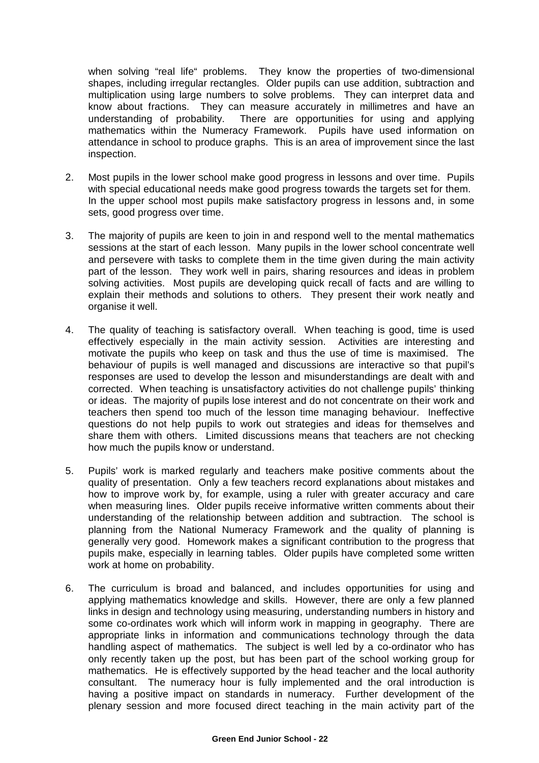when solving "real life" problems. They know the properties of two-dimensional shapes, including irregular rectangles. Older pupils can use addition, subtraction and multiplication using large numbers to solve problems. They can interpret data and know about fractions. They can measure accurately in millimetres and have an understanding of probability. There are opportunities for using and applying mathematics within the Numeracy Framework. Pupils have used information on attendance in school to produce graphs. This is an area of improvement since the last inspection.

2. Most pupils in the lower school make good progress in lessons and over time. Pupils with special educational needs make good progress towards the targets set for them. In the upper school most pupils make satisfactory progress in lessons and, in some sets, good progress over time.

3. The majority of pupils are keen to join in and respond well to the mental mathematics sessions at the start of each lesson. Many pupils in the lower school concentrate well and persevere with tasks to complete them in the time given during the main activity part of the lesson. They work well in pairs, sharing resources and ideas in problem solving activities. Most pupils are developing quick recall of facts and are willing to explain their methods and solutions to others. They present their work neatly and organise it well.

4. The quality of teaching is satisfactory overall. When teaching is good, time is used effectively especially in the main activity session. Activities are interesting and motivate the pupils who keep on task and thus the use of time is maximised. The behaviour of pupils is well managed and discussions are interactive so that pupil's responses are used to develop the lesson and misunderstandings are dealt with and corrected. When teaching is unsatisfactory activities do not challenge pupils' thinking or ideas. The majority of pupils lose interest and do not concentrate on their work and teachers then spend too much of the lesson time managing behaviour. Ineffective questions do not help pupils to work out strategies and ideas for themselves and share them with others. Limited discussions means that teachers are not checking how much the pupils know or understand.

5. Pupils' work is marked regularly and teachers make positive comments about the quality of presentation. Only a few teachers record explanations about mistakes and how to improve work by, for example, using a ruler with greater accuracy and care when measuring lines. Older pupils receive informative written comments about their understanding of the relationship between addition and subtraction. The school is planning from the National Numeracy Framework and the quality of planning is generally very good. Homework makes a significant contribution to the progress that pupils make, especially in learning tables. Older pupils have completed some written work at home on probability.

6. The curriculum is broad and balanced, and includes opportunities for using and applying mathematics knowledge and skills. However, there are only a few planned links in design and technology using measuring, understanding numbers in history and some co-ordinates work which will inform work in mapping in geography. There are appropriate links in information and communications technology through the data handling aspect of mathematics. The subject is well led by a co-ordinator who has only recently taken up the post, but has been part of the school working group for mathematics. He is effectively supported by the head teacher and the local authority consultant. The numeracy hour is fully implemented and the oral introduction is having a positive impact on standards in numeracy. Further development of the plenary session and more focused direct teaching in the main activity part of the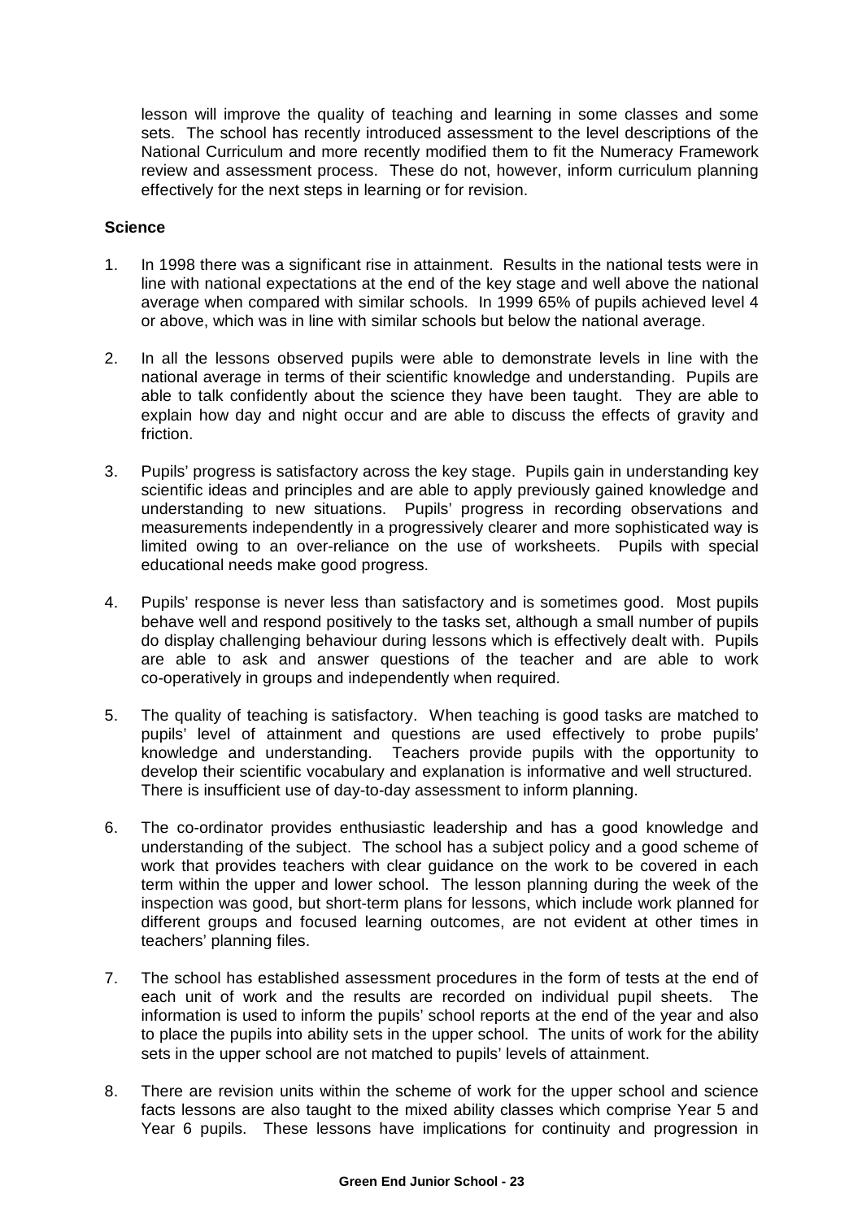lesson will improve the quality of teaching and learning in some classes and some sets. The school has recently introduced assessment to the level descriptions of the National Curriculum and more recently modified them to fit the Numeracy Framework review and assessment process. These do not, however, inform curriculum planning effectively for the next steps in learning or for revision.

**Science**

1. In 1998 there was a significant rise in attainment. Results in the national tests were in line with national expectations at the end of the key stage and well above the national average when compared with similar schools. In 1999 65% of pupils achieved level 4 or above, which was in line with similar schools but below the national average.

2. In all the lessons observed pupils were able to demonstrate levels in line with the national average in terms of their scientific knowledge and understanding. Pupils are able to talk confidently about the science they have been taught. They are able to explain how day and night occur and are able to discuss the effects of gravity and friction.

3. Pupils' progress is satisfactory across the key stage. Pupils gain in understanding key scientific ideas and principles and are able to apply previously gained knowledge and understanding to new situations. Pupils' progress in recording observations and measurements independently in a progressively clearer and more sophisticated way is limited owing to an over-reliance on the use of worksheets. Pupils with special educational needs make good progress.

4. Pupils' response is never less than satisfactory and is sometimes good. Most pupils behave well and respond positively to the tasks set, although a small number of pupils do display challenging behaviour during lessons which is effectively dealt with. Pupils are able to ask and answer questions of the teacher and are able to work co-operatively in groups and independently when required.

5. The quality of teaching is satisfactory. When teaching is good tasks are matched to pupils' level of attainment and questions are used effectively to probe pupils' knowledge and understanding. Teachers provide pupils with the opportunity to develop their scientific vocabulary and explanation is informative and well structured. There is insufficient use of day-to-day assessment to inform planning.

6. The co-ordinator provides enthusiastic leadership and has a good knowledge and understanding of the subject. The school has a subject policy and a good scheme of work that provides teachers with clear guidance on the work to be covered in each term within the upper and lower school. The lesson planning during the week of the inspection was good, but short-term plans for lessons, which include work planned for different groups and focused learning outcomes, are not evident at other times in teachers' planning files.

7. The school has established assessment procedures in the form of tests at the end of each unit of work and the results are recorded on individual pupil sheets. The information is used to inform the pupils' school reports at the end of the year and also to place the pupils into ability sets in the upper school. The units of work for the ability sets in the upper school are not matched to pupils' levels of attainment.

8. There are revision units within the scheme of work for the upper school and science facts lessons are also taught to the mixed ability classes which comprise Year 5 and Year 6 pupils. These lessons have implications for continuity and progression in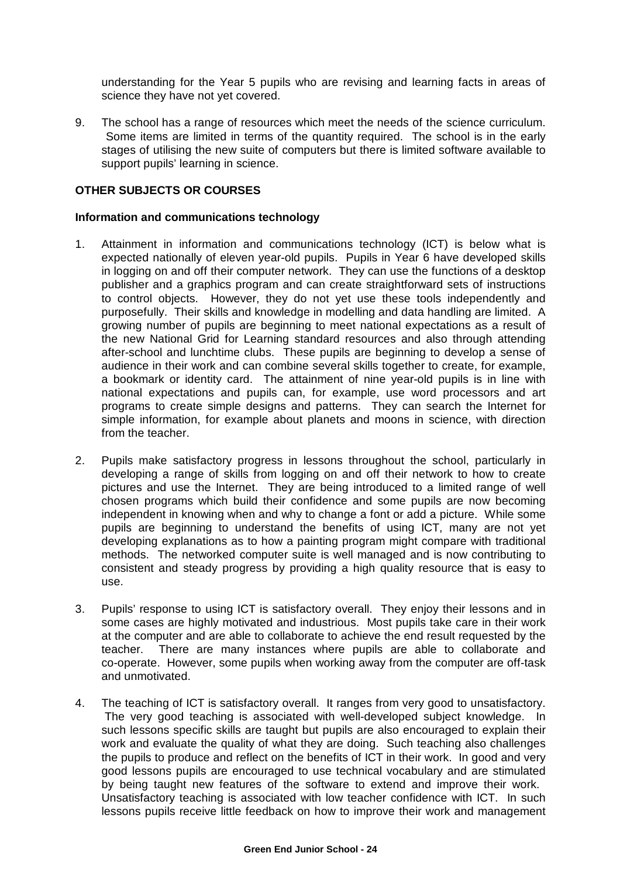understanding for the Year 5 pupils who are revising and learning facts in areas of science they have not yet covered.

9. The school has a range of resources which meet the needs of the science curriculum. Some items are limited in terms of the quantity required. The school is in the early stages of utilising the new suite of computers but there is limited software available to support pupils' learning in science.

**OTHER SUBJECTS OR COURSES**

**Information and communications technology**

1. Attainment in information and communications technology (ICT) is below what is expected nationally of eleven year-old pupils. Pupils in Year 6 have developed skills in logging on and off their computer network. They can use the functions of a desktop publisher and a graphics program and can create straightforward sets of instructions to control objects. However, they do not yet use these tools independently and purposefully. Their skills and knowledge in modelling and data handling are limited. A growing number of pupils are beginning to meet national expectations as a result of the new National Grid for Learning standard resources and also through attending after-school and lunchtime clubs. These pupils are beginning to develop a sense of audience in their work and can combine several skills together to create, for example, a bookmark or identity card. The attainment of nine year-old pupils is in line with national expectations and pupils can, for example, use word processors and art programs to create simple designs and patterns. They can search the Internet for simple information, for example about planets and moons in science, with direction from the teacher.

2. Pupils make satisfactory progress in lessons throughout the school, particularly in developing a range of skills from logging on and off their network to how to create pictures and use the Internet. They are being introduced to a limited range of well chosen programs which build their confidence and some pupils are now becoming independent in knowing when and why to change a font or add a picture. While some pupils are beginning to understand the benefits of using ICT, many are not yet developing explanations as to how a painting program might compare with traditional methods. The networked computer suite is well managed and is now contributing to consistent and steady progress by providing a high quality resource that is easy to use.

3. Pupils' response to using ICT is satisfactory overall. They enjoy their lessons and in some cases are highly motivated and industrious. Most pupils take care in their work at the computer and are able to collaborate to achieve the end result requested by the teacher. There are many instances where pupils are able to collaborate and co-operate. However, some pupils when working away from the computer are off-task and unmotivated.

4. The teaching of ICT is satisfactory overall. It ranges from very good to unsatisfactory. The very good teaching is associated with well-developed subject knowledge. In such lessons specific skills are taught but pupils are also encouraged to explain their work and evaluate the quality of what they are doing. Such teaching also challenges the pupils to produce and reflect on the benefits of ICT in their work. In good and very good lessons pupils are encouraged to use technical vocabulary and are stimulated by being taught new features of the software to extend and improve their work. Unsatisfactory teaching is associated with low teacher confidence with ICT. In such lessons pupils receive little feedback on how to improve their work and management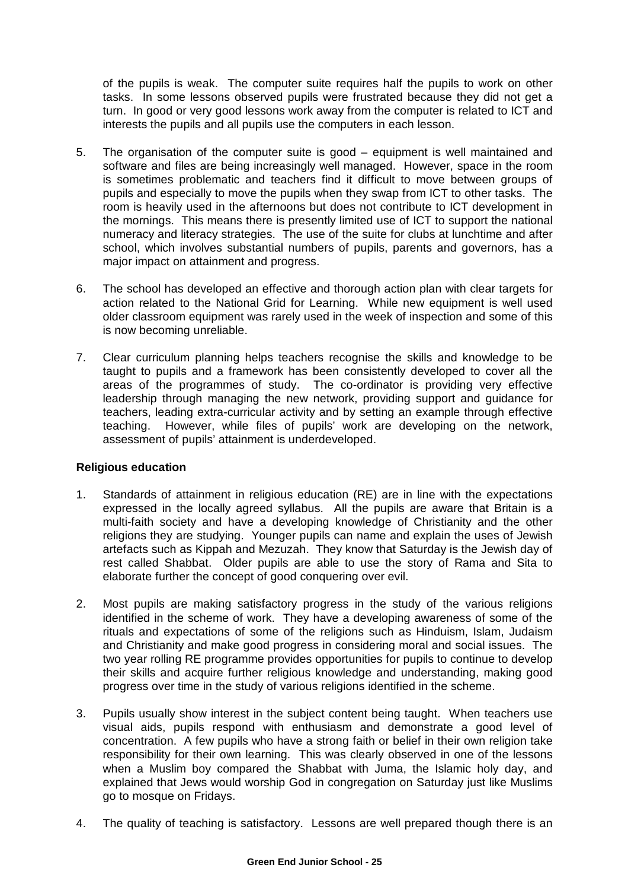of the pupils is weak. The computer suite requires half the pupils to work on other tasks. In some lessons observed pupils were frustrated because they did not get a turn. In good or very good lessons work away from the computer is related to ICT and interests the pupils and all pupils use the computers in each lesson.

5. The organisation of the computer suite is good – equipment is well maintained and software and files are being increasingly well managed. However, space in the room is sometimes problematic and teachers find it difficult to move between groups of pupils and especially to move the pupils when they swap from ICT to other tasks. The room is heavily used in the afternoons but does not contribute to ICT development in the mornings. This means there is presently limited use of ICT to support the national numeracy and literacy strategies. The use of the suite for clubs at lunchtime and after school, which involves substantial numbers of pupils, parents and governors, has a major impact on attainment and progress.

6. The school has developed an effective and thorough action plan with clear targets for action related to the National Grid for Learning. While new equipment is well used older classroom equipment was rarely used in the week of inspection and some of this is now becoming unreliable.

7. Clear curriculum planning helps teachers recognise the skills and knowledge to be taught to pupils and a framework has been consistently developed to cover all the areas of the programmes of study. The co-ordinator is providing very effective leadership through managing the new network, providing support and guidance for teachers, leading extra-curricular activity and by setting an example through effective teaching. However, while files of pupils' work are developing on the network, assessment of pupils' attainment is underdeveloped.

**Religious education**

1. Standards of attainment in religious education (RE) are in line with the expectations expressed in the locally agreed syllabus. All the pupils are aware that Britain is a multi-faith society and have a developing knowledge of Christianity and the other religions they are studying. Younger pupils can name and explain the uses of Jewish artefacts such as Kippah and Mezuzah. They know that Saturday is the Jewish day of rest called Shabbat. Older pupils are able to use the story of Rama and Sita to elaborate further the concept of good conquering over evil.

2. Most pupils are making satisfactory progress in the study of the various religions identified in the scheme of work. They have a developing awareness of some of the rituals and expectations of some of the religions such as Hinduism, Islam, Judaism and Christianity and make good progress in considering moral and social issues. The two year rolling RE programme provides opportunities for pupils to continue to develop their skills and acquire further religious knowledge and understanding, making good progress over time in the study of various religions identified in the scheme.

3. Pupils usually show interest in the subject content being taught. When teachers use visual aids, pupils respond with enthusiasm and demonstrate a good level of concentration. A few pupils who have a strong faith or belief in their own religion take responsibility for their own learning. This was clearly observed in one of the lessons when a Muslim boy compared the Shabbat with Juma, the Islamic holy day, and explained that Jews would worship God in congregation on Saturday just like Muslims go to mosque on Fridays.

4. The quality of teaching is satisfactory. Lessons are well prepared though there is an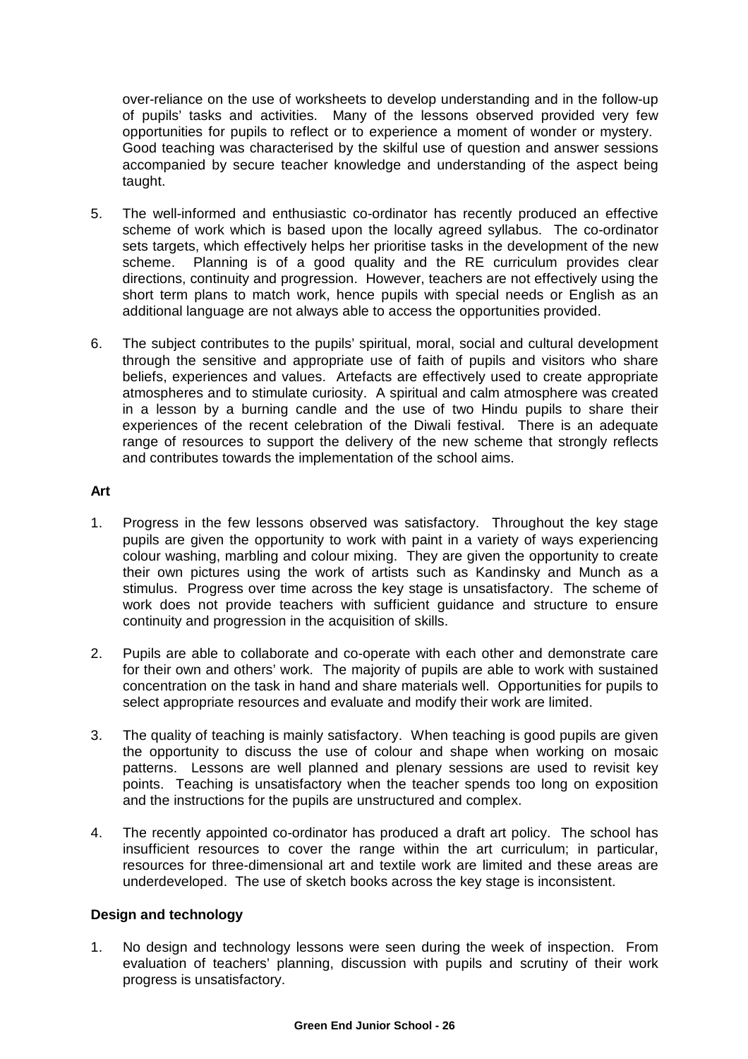over-reliance on the use of worksheets to develop understanding and in the follow-up of pupils' tasks and activities. Many of the lessons observed provided very few opportunities for pupils to reflect or to experience a moment of wonder or mystery. Good teaching was characterised by the skilful use of question and answer sessions accompanied by secure teacher knowledge and understanding of the aspect being taught.

5. The well-informed and enthusiastic co-ordinator has recently produced an effective scheme of work which is based upon the locally agreed syllabus. The co-ordinator sets targets, which effectively helps her prioritise tasks in the development of the new scheme. Planning is of a good quality and the RE curriculum provides clear directions, continuity and progression. However, teachers are not effectively using the short term plans to match work, hence pupils with special needs or English as an additional language are not always able to access the opportunities provided.

6. The subject contributes to the pupils' spiritual, moral, social and cultural development through the sensitive and appropriate use of faith of pupils and visitors who share beliefs, experiences and values. Artefacts are effectively used to create appropriate atmospheres and to stimulate curiosity. A spiritual and calm atmosphere was created in a lesson by a burning candle and the use of two Hindu pupils to share their experiences of the recent celebration of the Diwali festival. There is an adequate range of resources to support the delivery of the new scheme that strongly reflects and contributes towards the implementation of the school aims.

**Art**

1. Progress in the few lessons observed was satisfactory. Throughout the key stage pupils are given the opportunity to work with paint in a variety of ways experiencing colour washing, marbling and colour mixing. They are given the opportunity to create their own pictures using the work of artists such as Kandinsky and Munch as a stimulus. Progress over time across the key stage is unsatisfactory. The scheme of work does not provide teachers with sufficient guidance and structure to ensure continuity and progression in the acquisition of skills.

2. Pupils are able to collaborate and co-operate with each other and demonstrate care for their own and others' work. The majority of pupils are able to work with sustained concentration on the task in hand and share materials well. Opportunities for pupils to select appropriate resources and evaluate and modify their work are limited.

3. The quality of teaching is mainly satisfactory. When teaching is good pupils are given the opportunity to discuss the use of colour and shape when working on mosaic patterns. Lessons are well planned and plenary sessions are used to revisit key points. Teaching is unsatisfactory when the teacher spends too long on exposition and the instructions for the pupils are unstructured and complex.

4. The recently appointed co-ordinator has produced a draft art policy. The school has insufficient resources to cover the range within the art curriculum; in particular, resources for three-dimensional art and textile work are limited and these areas are underdeveloped. The use of sketch books across the key stage is inconsistent.

**Design and technology**

1. No design and technology lessons were seen during the week of inspection. From evaluation of teachers' planning, discussion with pupils and scrutiny of their work progress is unsatisfactory.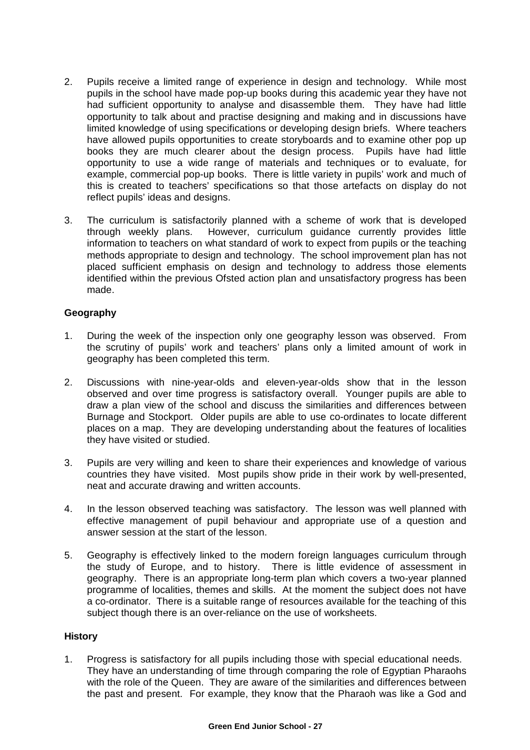2. Pupils receive a limited range of experience in design and technology. While most pupils in the school have made pop-up books during this academic year they have not had sufficient opportunity to analyse and disassemble them. They have had little opportunity to talk about and practise designing and making and in discussions have limited knowledge of using specifications or developing design briefs. Where teachers have allowed pupils opportunities to create storyboards and to examine other pop up books they are much clearer about the design process. Pupils have had little opportunity to use a wide range of materials and techniques or to evaluate, for example, commercial pop-up books. There is little variety in pupils' work and much of this is created to teachers' specifications so that those artefacts on display do not reflect pupils' ideas and designs.

3. The curriculum is satisfactorily planned with a scheme of work that is developed through weekly plans. However, curriculum guidance currently provides little information to teachers on what standard of work to expect from pupils or the teaching methods appropriate to design and technology. The school improvement plan has not placed sufficient emphasis on design and technology to address those elements identified within the previous Ofsted action plan and unsatisfactory progress has been made.

**Geography**

1. During the week of the inspection only one geography lesson was observed. From the scrutiny of pupils' work and teachers' plans only a limited amount of work in geography has been completed this term.

2. Discussions with nine-year-olds and eleven-year-olds show that in the lesson observed and over time progress is satisfactory overall. Younger pupils are able to draw a plan view of the school and discuss the similarities and differences between Burnage and Stockport. Older pupils are able to use co-ordinates to locate different places on a map. They are developing understanding about the features of localities they have visited or studied.

3. Pupils are very willing and keen to share their experiences and knowledge of various countries they have visited. Most pupils show pride in their work by well-presented, neat and accurate drawing and written accounts.

4. In the lesson observed teaching was satisfactory. The lesson was well planned with effective management of pupil behaviour and appropriate use of a question and answer session at the start of the lesson.

5. Geography is effectively linked to the modern foreign languages curriculum through the study of Europe, and to history. There is little evidence of assessment in geography. There is an appropriate long-term plan which covers a two-year planned programme of localities, themes and skills. At the moment the subject does not have a co-ordinator. There is a suitable range of resources available for the teaching of this subject though there is an over-reliance on the use of worksheets.

**History**

1. Progress is satisfactory for all pupils including those with special educational needs. They have an understanding of time through comparing the role of Egyptian Pharaohs with the role of the Queen. They are aware of the similarities and differences between the past and present. For example, they know that the Pharaoh was like a God and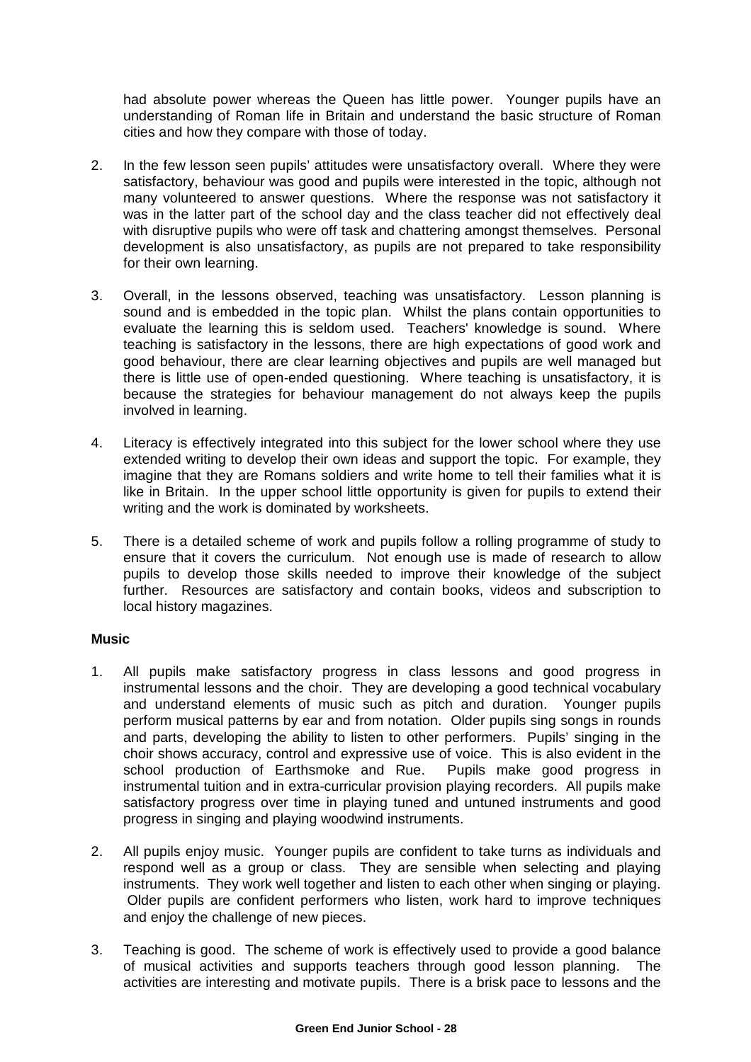had absolute power whereas the Queen has little power. Younger pupils have an understanding of Roman life in Britain and understand the basic structure of Roman cities and how they compare with those of today.

2. In the few lesson seen pupils' attitudes were unsatisfactory overall. Where they were satisfactory, behaviour was good and pupils were interested in the topic, although not many volunteered to answer questions. Where the response was not satisfactory it was in the latter part of the school day and the class teacher did not effectively deal with disruptive pupils who were off task and chattering amongst themselves. Personal development is also unsatisfactory, as pupils are not prepared to take responsibility for their own learning.

3. Overall, in the lessons observed, teaching was unsatisfactory. Lesson planning is sound and is embedded in the topic plan. Whilst the plans contain opportunities to evaluate the learning this is seldom used. Teachers' knowledge is sound. Where teaching is satisfactory in the lessons, there are high expectations of good work and good behaviour, there are clear learning objectives and pupils are well managed but there is little use of open-ended questioning. Where teaching is unsatisfactory, it is because the strategies for behaviour management do not always keep the pupils involved in learning.

4. Literacy is effectively integrated into this subject for the lower school where they use extended writing to develop their own ideas and support the topic. For example, they imagine that they are Romans soldiers and write home to tell their families what it is like in Britain. In the upper school little opportunity is given for pupils to extend their writing and the work is dominated by worksheets.

5. There is a detailed scheme of work and pupils follow a rolling programme of study to ensure that it covers the curriculum. Not enough use is made of research to allow pupils to develop those skills needed to improve their knowledge of the subject further. Resources are satisfactory and contain books, videos and subscription to local history magazines.

**Music**

1. All pupils make satisfactory progress in class lessons and good progress in instrumental lessons and the choir. They are developing a good technical vocabulary and understand elements of music such as pitch and duration. Younger pupils perform musical patterns by ear and from notation. Older pupils sing songs in rounds and parts, developing the ability to listen to other performers. Pupils' singing in the choir shows accuracy, control and expressive use of voice. This is also evident in the school production of Earthsmoke and Rue. Pupils make good progress in instrumental tuition and in extra-curricular provision playing recorders. All pupils make satisfactory progress over time in playing tuned and untuned instruments and good progress in singing and playing woodwind instruments.

2. All pupils enjoy music. Younger pupils are confident to take turns as individuals and respond well as a group or class. They are sensible when selecting and playing instruments. They work well together and listen to each other when singing or playing. Older pupils are confident performers who listen, work hard to improve techniques and enjoy the challenge of new pieces.

3. Teaching is good. The scheme of work is effectively used to provide a good balance of musical activities and supports teachers through good lesson planning. The activities are interesting and motivate pupils. There is a brisk pace to lessons and the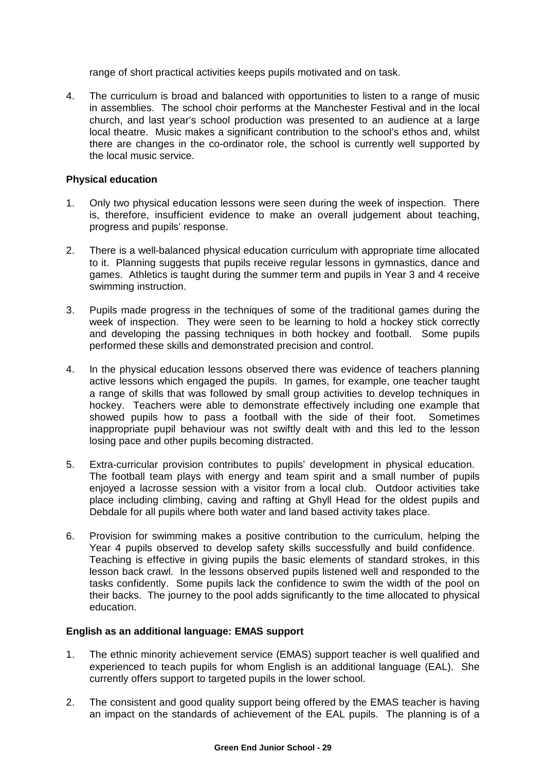range of short practical activities keeps pupils motivated and on task.

4. The curriculum is broad and balanced with opportunities to listen to a range of music in assemblies. The school choir performs at the Manchester Festival and in the local church, and last year's school production was presented to an audience at a large local theatre. Music makes a significant contribution to the school's ethos and, whilst there are changes in the co-ordinator role, the school is currently well supported by the local music service.

**Physical education**

1. Only two physical education lessons were seen during the week of inspection. There is, therefore, insufficient evidence to make an overall judgement about teaching, progress and pupils' response.

2. There is a well-balanced physical education curriculum with appropriate time allocated to it. Planning suggests that pupils receive regular lessons in gymnastics, dance and games. Athletics is taught during the summer term and pupils in Year 3 and 4 receive swimming instruction.

3. Pupils made progress in the techniques of some of the traditional games during the week of inspection. They were seen to be learning to hold a hockey stick correctly and developing the passing techniques in both hockey and football. Some pupils performed these skills and demonstrated precision and control.

4. In the physical education lessons observed there was evidence of teachers planning active lessons which engaged the pupils. In games, for example, one teacher taught a range of skills that was followed by small group activities to develop techniques in hockey. Teachers were able to demonstrate effectively including one example that showed pupils how to pass a football with the side of their foot. Sometimes inappropriate pupil behaviour was not swiftly dealt with and this led to the lesson losing pace and other pupils becoming distracted.

5. Extra-curricular provision contributes to pupils' development in physical education. The football team plays with energy and team spirit and a small number of pupils enjoyed a lacrosse session with a visitor from a local club. Outdoor activities take place including climbing, caving and rafting at Ghyll Head for the oldest pupils and Debdale for all pupils where both water and land based activity takes place.

6. Provision for swimming makes a positive contribution to the curriculum, helping the Year 4 pupils observed to develop safety skills successfully and build confidence. Teaching is effective in giving pupils the basic elements of standard strokes, in this lesson back crawl. In the lessons observed pupils listened well and responded to the tasks confidently. Some pupils lack the confidence to swim the width of the pool on their backs. The journey to the pool adds significantly to the time allocated to physical education.

**English as an additional language: EMAS support**

1. The ethnic minority achievement service (EMAS) support teacher is well qualified and experienced to teach pupils for whom English is an additional language (EAL). She currently offers support to targeted pupils in the lower school.

2. The consistent and good quality support being offered by the EMAS teacher is having an impact on the standards of achievement of the EAL pupils. The planning is of a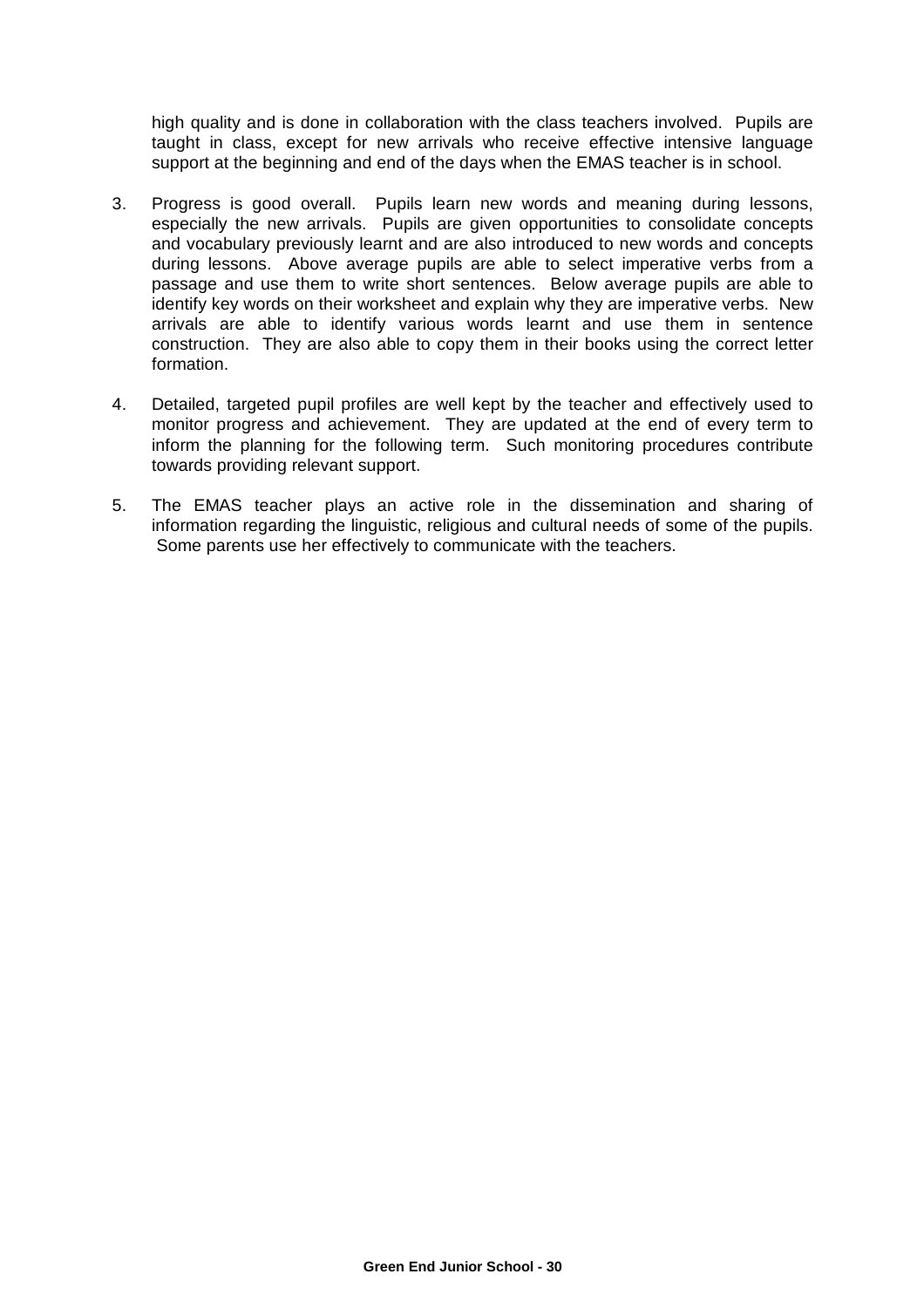high quality and is done in collaboration with the class teachers involved. Pupils are taught in class, except for new arrivals who receive effective intensive language support at the beginning and end of the days when the EMAS teacher is in school.

3. Progress is good overall. Pupils learn new words and meaning during lessons, especially the new arrivals. Pupils are given opportunities to consolidate concepts and vocabulary previously learnt and are also introduced to new words and concepts during lessons. Above average pupils are able to select imperative verbs from a passage and use them to write short sentences. Below average pupils are able to identify key words on their worksheet and explain why they are imperative verbs. New arrivals are able to identify various words learnt and use them in sentence construction. They are also able to copy them in their books using the correct letter formation.

4. Detailed, targeted pupil profiles are well kept by the teacher and effectively used to monitor progress and achievement. They are updated at the end of every term to inform the planning for the following term. Such monitoring procedures contribute towards providing relevant support.

5. The EMAS teacher plays an active role in the dissemination and sharing of information regarding the linguistic, religious and cultural needs of some of the pupils. Some parents use her effectively to communicate with the teachers.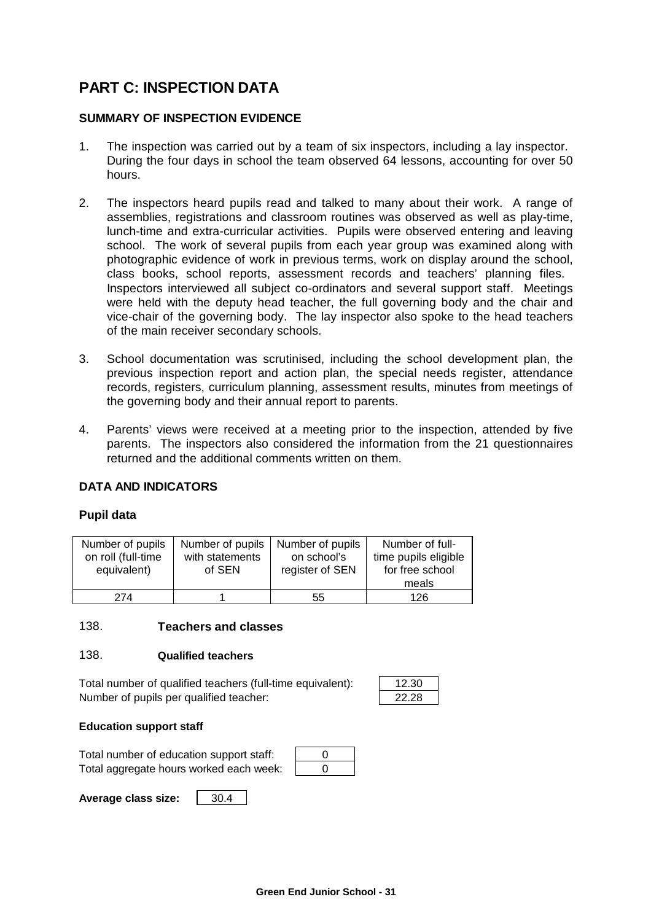# PART C: INSPECTION DATA

## SUMMARY OF INSPECTION EVIDENCE

1. The inspection was carried out by a team of six inspectors, including a lay inspector. During the four days in school the team observed 64 lessons, accounting for over 50 hours.

2. The inspectors heard pupils read and talked to many about their work. A range of assemblies, registrations and classroom routines was observed as well as play-time, lunch-time and extra-curricular activities. Pupils were observed entering and leaving school. The work of several pupils from each year group was examined along with photographic evidence of work in previous terms, work on display around the school, class books, school reports, assessment records and teachers' planning files. Inspectors interviewed all subject co-ordinators and several support staff. Meetings were held with the deputy head teacher, the full governing body and the chair and vice-chair of the governing body. The lay inspector also spoke to the head teachers of the main receiver secondary schools.

3. School documentation was scrutinised, including the school development plan, the previous inspection report and action plan, the special needs register, attendance records, registers, curriculum planning, assessment results, minutes from meetings of the governing body and their annual report to parents.

4. Parents' views were received at a meeting prior to the inspection, attended by five parents. The inspectors also considered the information from the 21 questionnaires returned and the additional comments written on them.

## DATA AND INDICATORS

### Pupil data

| Number of pupils on roll (full-time equivalent) | Number of pupils with statements of SEN | Number of pupils on school's register of SEN | Number of full-time pupils eligible for free school meals |
|---|---|---|---|
| 274 | 1 | 55 | 126 |

### 138. Teachers and classes

#### 138. Qualified teachers

| | |
|---|---|
| Total number of qualified teachers (full-time equivalent): | 12.30 |
| Number of pupils per qualified teacher: | 22.28 |

#### Education support staff

| | |
|---|---|
| Total number of education support staff: | 0 |
| Total aggregate hours worked each week: | 0 |

**Average class size:** 30.4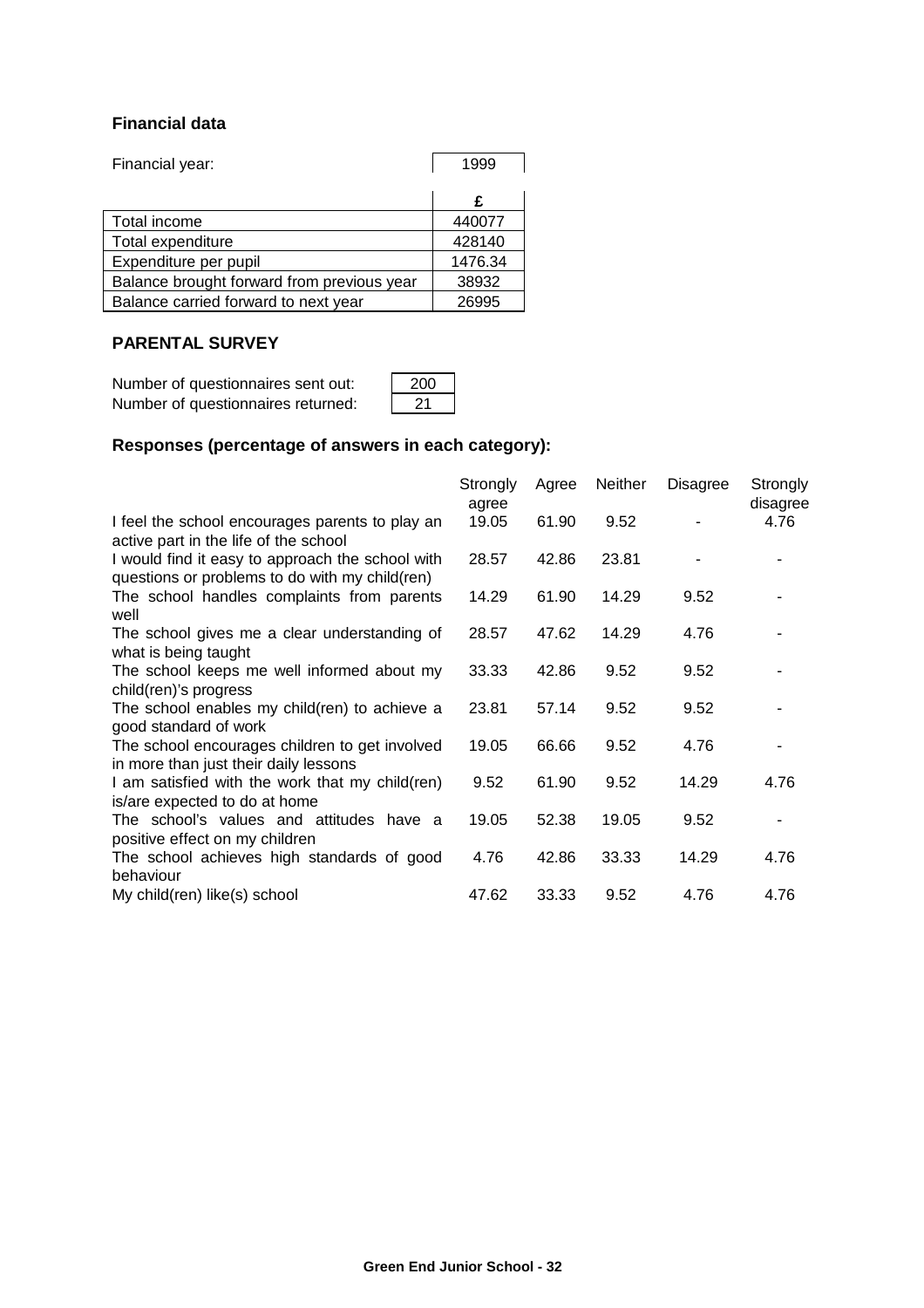### Financial data

| Financial year: | 1999 |
|---|---|
| | **£** |
| Total income | 440077 |
| Total expenditure | 428140 |
| Expenditure per pupil | 1476.34 |
| Balance brought forward from previous year | 38932 |
| Balance carried forward to next year | 26995 |

### PARENTAL SURVEY

| | |
|---|---|
| Number of questionnaires sent out: | 200 |
| Number of questionnaires returned: | 21 |

### Responses (percentage of answers in each category):

| | Strongly agree | Agree | Neither | Disagree | Strongly disagree |
|---|---|---|---|---|---|
| I feel the school encourages parents to play an active part in the life of the school | 19.05 | 61.90 | 9.52 | - | 4.76 |
| I would find it easy to approach the school with questions or problems to do with my child(ren) | 28.57 | 42.86 | 23.81 | - | - |
| The school handles complaints from parents well | 14.29 | 61.90 | 14.29 | 9.52 | - |
| The school gives me a clear understanding of what is being taught | 28.57 | 47.62 | 14.29 | 4.76 | - |
| The school keeps me well informed about my child(ren)'s progress | 33.33 | 42.86 | 9.52 | 9.52 | - |
| The school enables my child(ren) to achieve a good standard of work | 23.81 | 57.14 | 9.52 | 9.52 | - |
| The school encourages children to get involved in more than just their daily lessons | 19.05 | 66.66 | 9.52 | 4.76 | - |
| I am satisfied with the work that my child(ren) is/are expected to do at home | 9.52 | 61.90 | 9.52 | 14.29 | 4.76 |
| The school's values and attitudes have a positive effect on my children | 19.05 | 52.38 | 19.05 | 9.52 | - |
| The school achieves high standards of good behaviour | 4.76 | 42.86 | 33.33 | 14.29 | 4.76 |
| My child(ren) like(s) school | 47.62 | 33.33 | 9.52 | 4.76 | 4.76 |